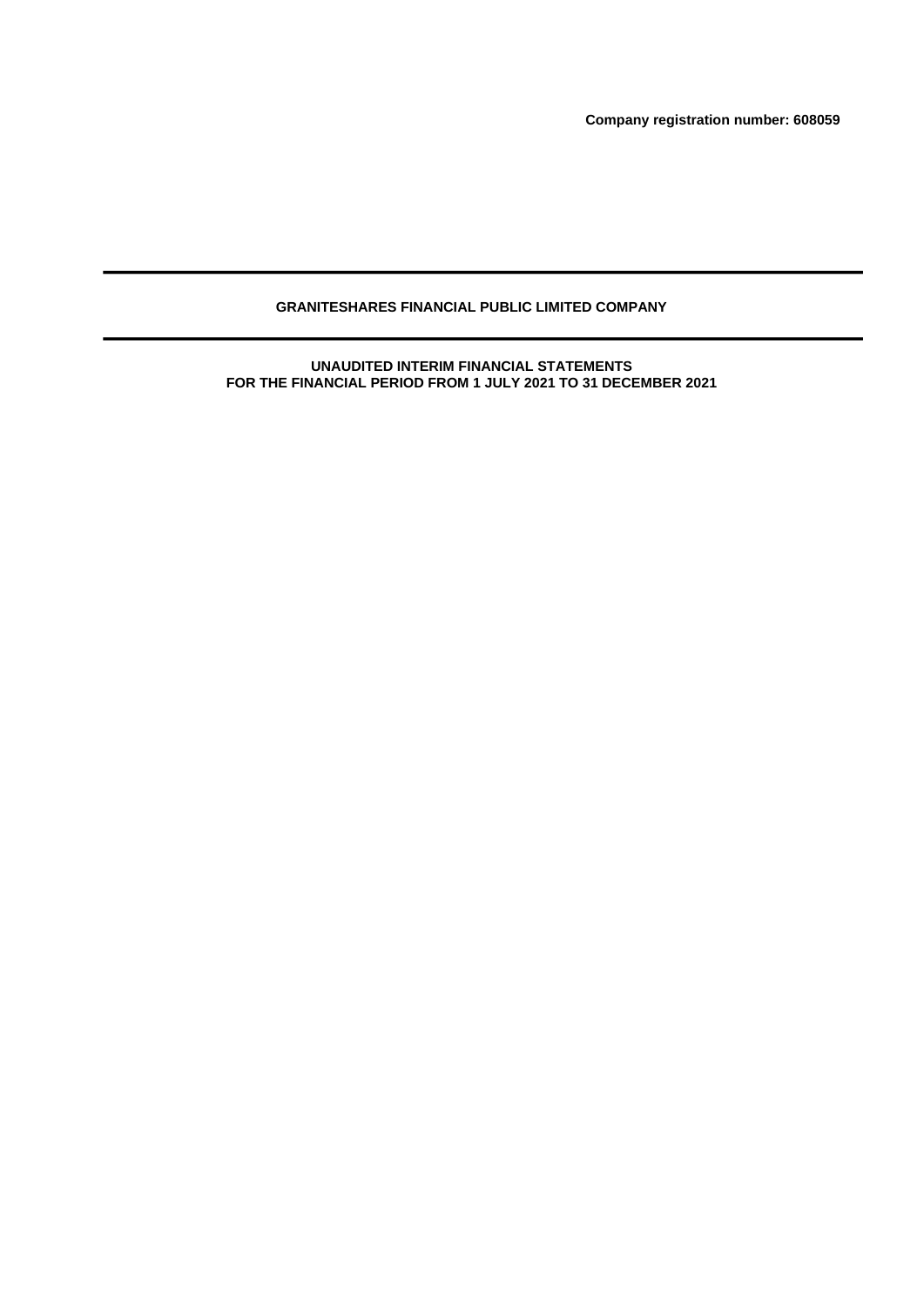**Company registration number: 608059**

# GRANITESHARES FINANCIAL PUBLIC LIMITED COMPANY

## UNAUDITED INTERIM FINANCIAL STATEMENTS
## FOR THE FINANCIAL PERIOD FROM 1 JULY 2021 TO 31 DECEMBER 2021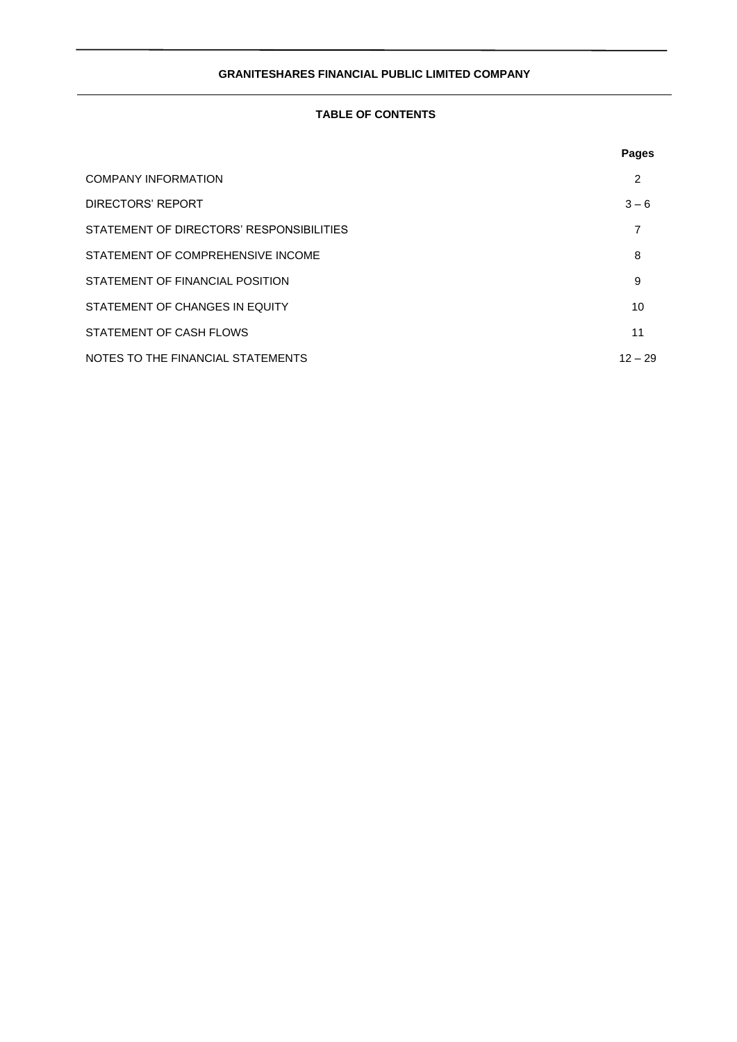**GRANITESHARES FINANCIAL PUBLIC LIMITED COMPANY**

## TABLE OF CONTENTS

| | Pages |
|---|---|
| COMPANY INFORMATION | 2 |
| DIRECTORS' REPORT | 3 – 6 |
| STATEMENT OF DIRECTORS' RESPONSIBILITIES | 7 |
| STATEMENT OF COMPREHENSIVE INCOME | 8 |
| STATEMENT OF FINANCIAL POSITION | 9 |
| STATEMENT OF CHANGES IN EQUITY | 10 |
| STATEMENT OF CASH FLOWS | 11 |
| NOTES TO THE FINANCIAL STATEMENTS | 12 – 29 |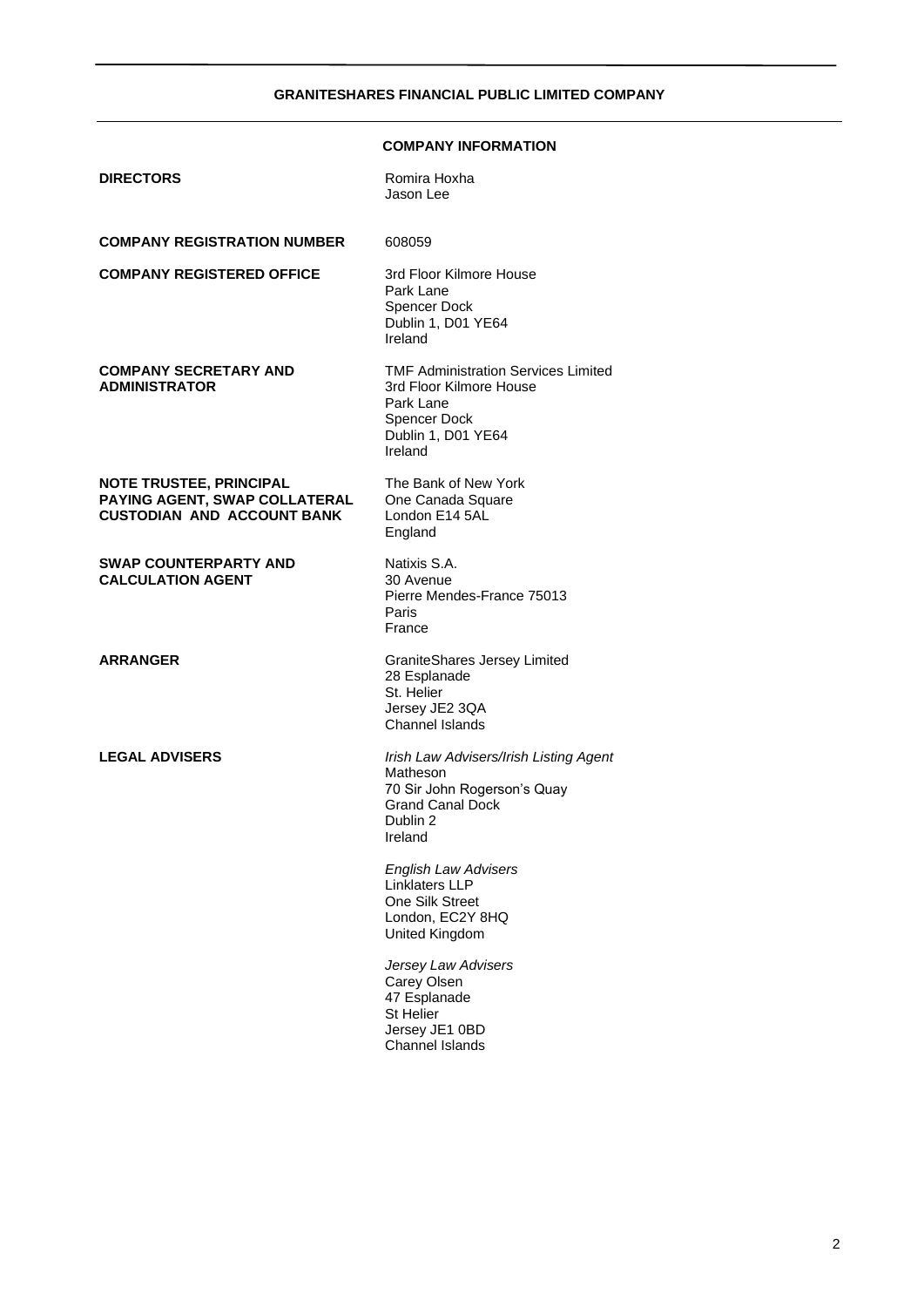## COMPANY INFORMATION

| | |
|---|---|
| **DIRECTORS** | Romira Hoxha<br>Jason Lee |
| **COMPANY REGISTRATION NUMBER** | 608059 |
| **COMPANY REGISTERED OFFICE** | 3rd Floor Kilmore House<br>Park Lane<br>Spencer Dock<br>Dublin 1, D01 YE64<br>Ireland |
| **COMPANY SECRETARY AND ADMINISTRATOR** | TMF Administration Services Limited<br>3rd Floor Kilmore House<br>Park Lane<br>Spencer Dock<br>Dublin 1, D01 YE64<br>Ireland |
| **NOTE TRUSTEE, PRINCIPAL PAYING AGENT, SWAP COLLATERAL CUSTODIAN AND ACCOUNT BANK** | The Bank of New York<br>One Canada Square<br>London E14 5AL<br>England |
| **SWAP COUNTERPARTY AND CALCULATION AGENT** | Natixis S.A.<br>30 Avenue<br>Pierre Mendes-France 75013<br>Paris<br>France |
| **ARRANGER** | GraniteShares Jersey Limited<br>28 Esplanade<br>St. Helier<br>Jersey JE2 3QA<br>Channel Islands |
| **LEGAL ADVISERS** | *Irish Law Advisers/Irish Listing Agent*<br>Matheson<br>70 Sir John Rogerson's Quay<br>Grand Canal Dock<br>Dublin 2<br>Ireland<br><br>*English Law Advisers*<br>Linklaters LLP<br>One Silk Street<br>London, EC2Y 8HQ<br>United Kingdom<br><br>*Jersey Law Advisers*<br>Carey Olsen<br>47 Esplanade<br>St Helier<br>Jersey JE1 0BD<br>Channel Islands |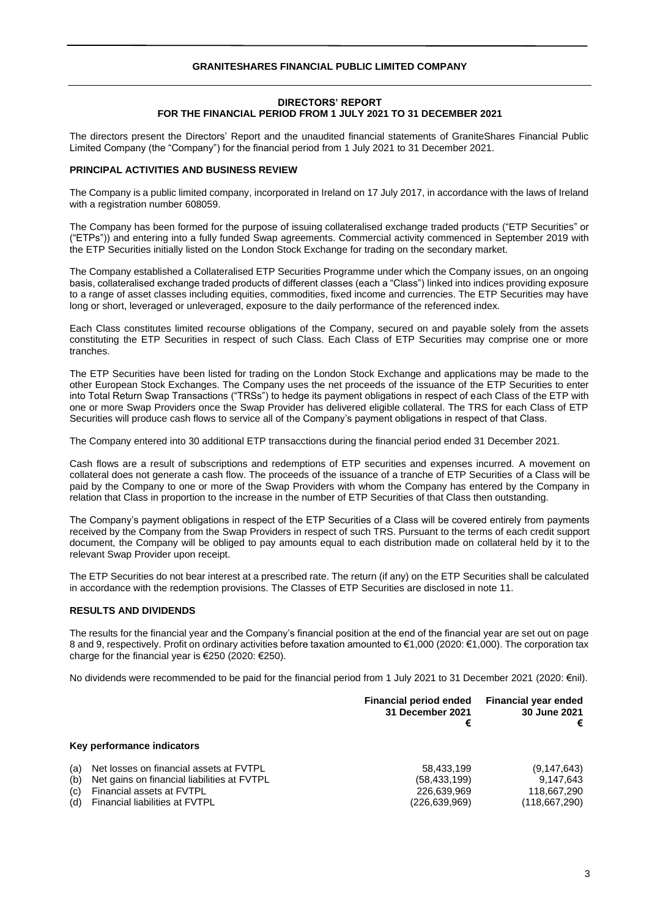**GRANITESHARES FINANCIAL PUBLIC LIMITED COMPANY**

# DIRECTORS' REPORT
## FOR THE FINANCIAL PERIOD FROM 1 JULY 2021 TO 31 DECEMBER 2021

The directors present the Directors' Report and the unaudited financial statements of GraniteShares Financial Public Limited Company (the "Company") for the financial period from 1 July 2021 to 31 December 2021.

### PRINCIPAL ACTIVITIES AND BUSINESS REVIEW

The Company is a public limited company, incorporated in Ireland on 17 July 2017, in accordance with the laws of Ireland with a registration number 608059.

The Company has been formed for the purpose of issuing collateralised exchange traded products ("ETP Securities" or ("ETPs")) and entering into a fully funded Swap agreements. Commercial activity commenced in September 2019 with the ETP Securities initially listed on the London Stock Exchange for trading on the secondary market.

The Company established a Collateralised ETP Securities Programme under which the Company issues, on an ongoing basis, collateralised exchange traded products of different classes (each a "Class") linked into indices providing exposure to a range of asset classes including equities, commodities, fixed income and currencies. The ETP Securities may have long or short, leveraged or unleveraged, exposure to the daily performance of the referenced index.

Each Class constitutes limited recourse obligations of the Company, secured on and payable solely from the assets constituting the ETP Securities in respect of such Class. Each Class of ETP Securities may comprise one or more tranches.

The ETP Securities have been listed for trading on the London Stock Exchange and applications may be made to the other European Stock Exchanges. The Company uses the net proceeds of the issuance of the ETP Securities to enter into Total Return Swap Transactions ("TRSs") to hedge its payment obligations in respect of each Class of the ETP with one or more Swap Providers once the Swap Provider has delivered eligible collateral. The TRS for each Class of ETP Securities will produce cash flows to service all of the Company's payment obligations in respect of that Class.

The Company entered into 30 additional ETP transacctions during the financial period ended 31 December 2021.

Cash flows are a result of subscriptions and redemptions of ETP securities and expenses incurred. A movement on collateral does not generate a cash flow. The proceeds of the issuance of a tranche of ETP Securities of a Class will be paid by the Company to one or more of the Swap Providers with whom the Company has entered by the Company in relation that Class in proportion to the increase in the number of ETP Securities of that Class then outstanding.

The Company's payment obligations in respect of the ETP Securities of a Class will be covered entirely from payments received by the Company from the Swap Providers in respect of such TRS. Pursuant to the terms of each credit support document, the Company will be obliged to pay amounts equal to each distribution made on collateral held by it to the relevant Swap Provider upon receipt.

The ETP Securities do not bear interest at a prescribed rate. The return (if any) on the ETP Securities shall be calculated in accordance with the redemption provisions. The Classes of ETP Securities are disclosed in note 11.

### RESULTS AND DIVIDENDS

The results for the financial year and the Company's financial position at the end of the financial year are set out on page 8 and 9, respectively. Profit on ordinary activities before taxation amounted to €1,000 (2020: €1,000). The corporation tax charge for the financial year is €250 (2020: €250).

No dividends were recommended to be paid for the financial period from 1 July 2021 to 31 December 2021 (2020: €nil).

| | Financial period ended 31 December 2021 € | Financial year ended 30 June 2021 € |
|---|---|---|
| **Key performance indicators** | | |
| (a) Net losses on financial assets at FVTPL | 58,433,199 | (9,147,643) |
| (b) Net gains on financial liabilities at FVTPL | (58,433,199) | 9,147,643 |
| (c) Financial assets at FVTPL | 226,639,969 | 118,667,290 |
| (d) Financial liabilities at FVTPL | (226,639,969) | (118,667,290) |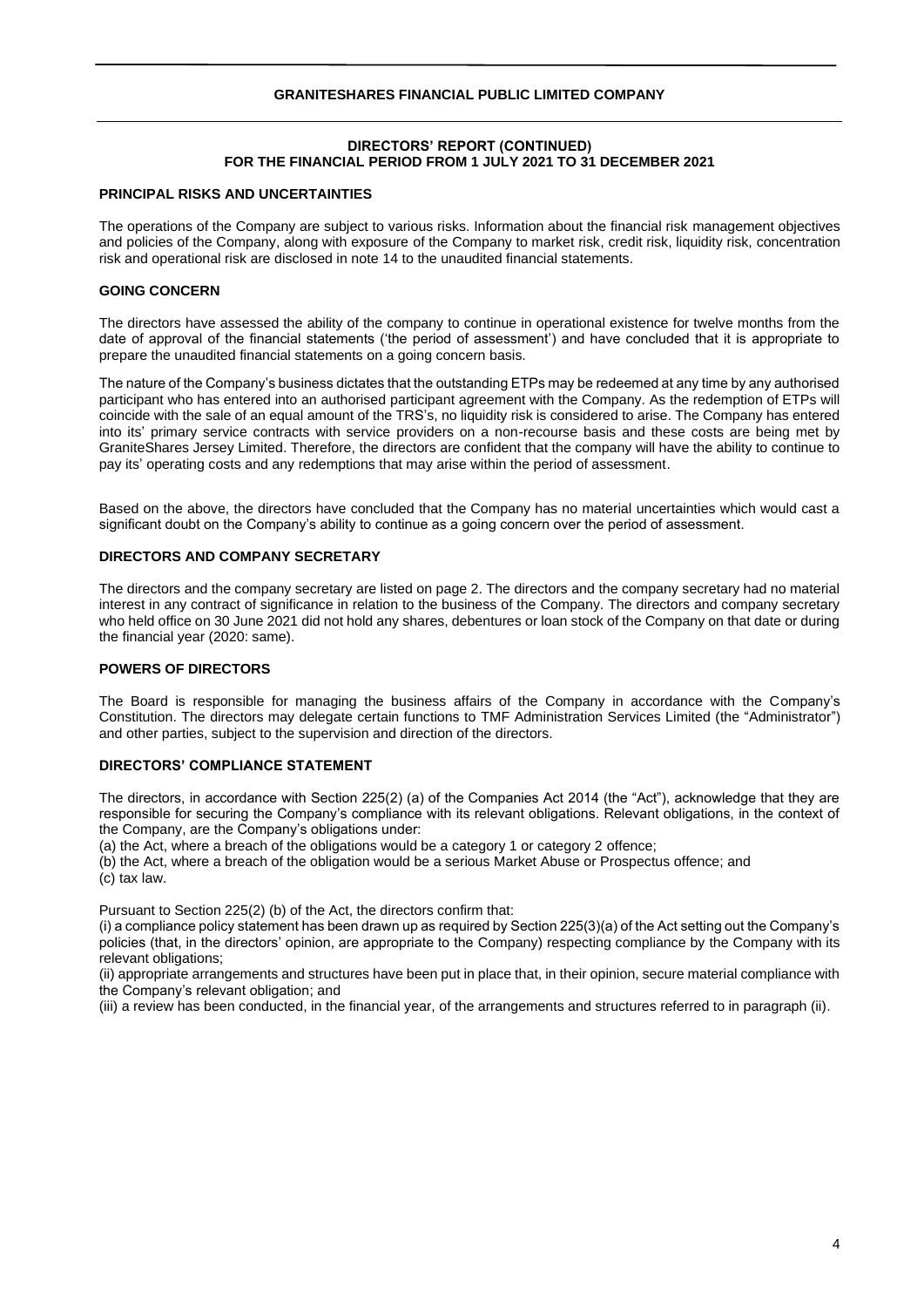## DIRECTORS' REPORT (CONTINUED)
## FOR THE FINANCIAL PERIOD FROM 1 JULY 2021 TO 31 DECEMBER 2021

### PRINCIPAL RISKS AND UNCERTAINTIES

The operations of the Company are subject to various risks. Information about the financial risk management objectives and policies of the Company, along with exposure of the Company to market risk, credit risk, liquidity risk, concentration risk and operational risk are disclosed in note 14 to the unaudited financial statements.

### GOING CONCERN

The directors have assessed the ability of the company to continue in operational existence for twelve months from the date of approval of the financial statements ('the period of assessment') and have concluded that it is appropriate to prepare the unaudited financial statements on a going concern basis.

The nature of the Company's business dictates that the outstanding ETPs may be redeemed at any time by any authorised participant who has entered into an authorised participant agreement with the Company. As the redemption of ETPs will coincide with the sale of an equal amount of the TRS's, no liquidity risk is considered to arise. The Company has entered into its' primary service contracts with service providers on a non-recourse basis and these costs are being met by GraniteShares Jersey Limited. Therefore, the directors are confident that the company will have the ability to continue to pay its' operating costs and any redemptions that may arise within the period of assessment.

Based on the above, the directors have concluded that the Company has no material uncertainties which would cast a significant doubt on the Company's ability to continue as a going concern over the period of assessment.

### DIRECTORS AND COMPANY SECRETARY

The directors and the company secretary are listed on page 2. The directors and the company secretary had no material interest in any contract of significance in relation to the business of the Company. The directors and company secretary who held office on 30 June 2021 did not hold any shares, debentures or loan stock of the Company on that date or during the financial year (2020: same).

### POWERS OF DIRECTORS

The Board is responsible for managing the business affairs of the Company in accordance with the Company's Constitution. The directors may delegate certain functions to TMF Administration Services Limited (the "Administrator") and other parties, subject to the supervision and direction of the directors.

### DIRECTORS' COMPLIANCE STATEMENT

The directors, in accordance with Section 225(2) (a) of the Companies Act 2014 (the "Act"), acknowledge that they are responsible for securing the Company's compliance with its relevant obligations. Relevant obligations, in the context of the Company, are the Company's obligations under:

(a) the Act, where a breach of the obligations would be a category 1 or category 2 offence;
(b) the Act, where a breach of the obligation would be a serious Market Abuse or Prospectus offence; and
(c) tax law.

Pursuant to Section 225(2) (b) of the Act, the directors confirm that:

(i) a compliance policy statement has been drawn up as required by Section 225(3)(a) of the Act setting out the Company's policies (that, in the directors' opinion, are appropriate to the Company) respecting compliance by the Company with its relevant obligations;
(ii) appropriate arrangements and structures have been put in place that, in their opinion, secure material compliance with the Company's relevant obligation; and
(iii) a review has been conducted, in the financial year, of the arrangements and structures referred to in paragraph (ii).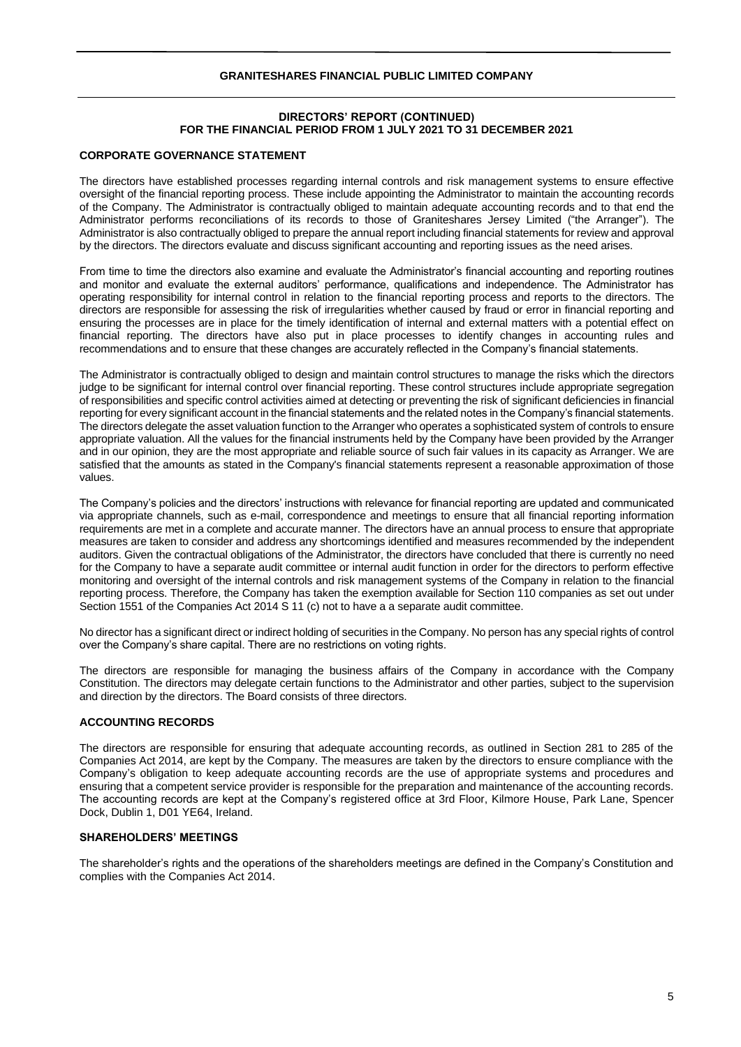**GRANITESHARES FINANCIAL PUBLIC LIMITED COMPANY**

**DIRECTORS' REPORT (CONTINUED)**
**FOR THE FINANCIAL PERIOD FROM 1 JULY 2021 TO 31 DECEMBER 2021**

## CORPORATE GOVERNANCE STATEMENT

The directors have established processes regarding internal controls and risk management systems to ensure effective oversight of the financial reporting process. These include appointing the Administrator to maintain the accounting records of the Company. The Administrator is contractually obliged to maintain adequate accounting records and to that end the Administrator performs reconciliations of its records to those of Graniteshares Jersey Limited ("the Arranger"). The Administrator is also contractually obliged to prepare the annual report including financial statements for review and approval by the directors. The directors evaluate and discuss significant accounting and reporting issues as the need arises.

From time to time the directors also examine and evaluate the Administrator's financial accounting and reporting routines and monitor and evaluate the external auditors' performance, qualifications and independence. The Administrator has operating responsibility for internal control in relation to the financial reporting process and reports to the directors. The directors are responsible for assessing the risk of irregularities whether caused by fraud or error in financial reporting and ensuring the processes are in place for the timely identification of internal and external matters with a potential effect on financial reporting. The directors have also put in place processes to identify changes in accounting rules and recommendations and to ensure that these changes are accurately reflected in the Company's financial statements.

The Administrator is contractually obliged to design and maintain control structures to manage the risks which the directors judge to be significant for internal control over financial reporting. These control structures include appropriate segregation of responsibilities and specific control activities aimed at detecting or preventing the risk of significant deficiencies in financial reporting for every significant account in the financial statements and the related notes in the Company's financial statements. The directors delegate the asset valuation function to the Arranger who operates a sophisticated system of controls to ensure appropriate valuation. All the values for the financial instruments held by the Company have been provided by the Arranger and in our opinion, they are the most appropriate and reliable source of such fair values in its capacity as Arranger. We are satisfied that the amounts as stated in the Company's financial statements represent a reasonable approximation of those values.

The Company's policies and the directors' instructions with relevance for financial reporting are updated and communicated via appropriate channels, such as e-mail, correspondence and meetings to ensure that all financial reporting information requirements are met in a complete and accurate manner. The directors have an annual process to ensure that appropriate measures are taken to consider and address any shortcomings identified and measures recommended by the independent auditors. Given the contractual obligations of the Administrator, the directors have concluded that there is currently no need for the Company to have a separate audit committee or internal audit function in order for the directors to perform effective monitoring and oversight of the internal controls and risk management systems of the Company in relation to the financial reporting process. Therefore, the Company has taken the exemption available for Section 110 companies as set out under Section 1551 of the Companies Act 2014 S 11 (c) not to have a a separate audit committee.

No director has a significant direct or indirect holding of securities in the Company. No person has any special rights of control over the Company's share capital. There are no restrictions on voting rights.

The directors are responsible for managing the business affairs of the Company in accordance with the Company Constitution. The directors may delegate certain functions to the Administrator and other parties, subject to the supervision and direction by the directors. The Board consists of three directors.

## ACCOUNTING RECORDS

The directors are responsible for ensuring that adequate accounting records, as outlined in Section 281 to 285 of the Companies Act 2014, are kept by the Company. The measures are taken by the directors to ensure compliance with the Company's obligation to keep adequate accounting records are the use of appropriate systems and procedures and ensuring that a competent service provider is responsible for the preparation and maintenance of the accounting records. The accounting records are kept at the Company's registered office at 3rd Floor, Kilmore House, Park Lane, Spencer Dock, Dublin 1, D01 YE64, Ireland.

## SHAREHOLDERS' MEETINGS

The shareholder's rights and the operations of the shareholders meetings are defined in the Company's Constitution and complies with the Companies Act 2014.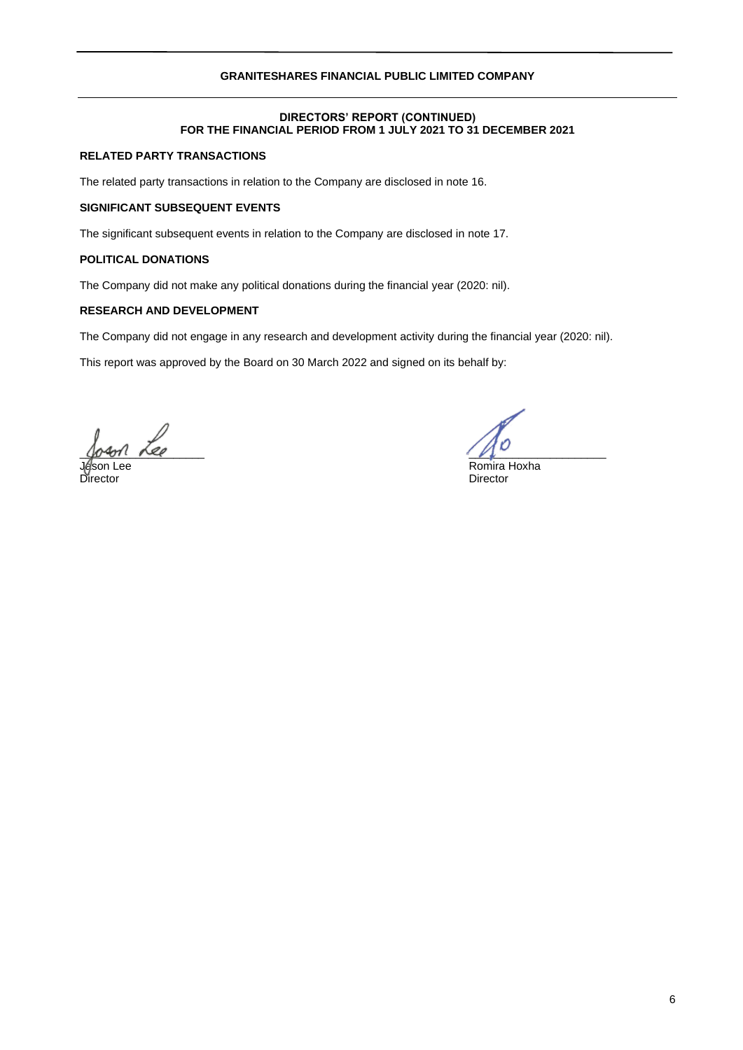**GRANITESHARES FINANCIAL PUBLIC LIMITED COMPANY**

**DIRECTORS' REPORT (CONTINUED)**
**FOR THE FINANCIAL PERIOD FROM 1 JULY 2021 TO 31 DECEMBER 2021**

## RELATED PARTY TRANSACTIONS

The related party transactions in relation to the Company are disclosed in note 16.

## SIGNIFICANT SUBSEQUENT EVENTS

The significant subsequent events in relation to the Company are disclosed in note 17.

## POLITICAL DONATIONS

The Company did not make any political donations during the financial year (2020: nil).

## RESEARCH AND DEVELOPMENT

The Company did not engage in any research and development activity during the financial year (2020: nil).

This report was approved by the Board on 30 March 2022 and signed on its behalf by:

Jason Lee
Director

Romira Hoxha
Director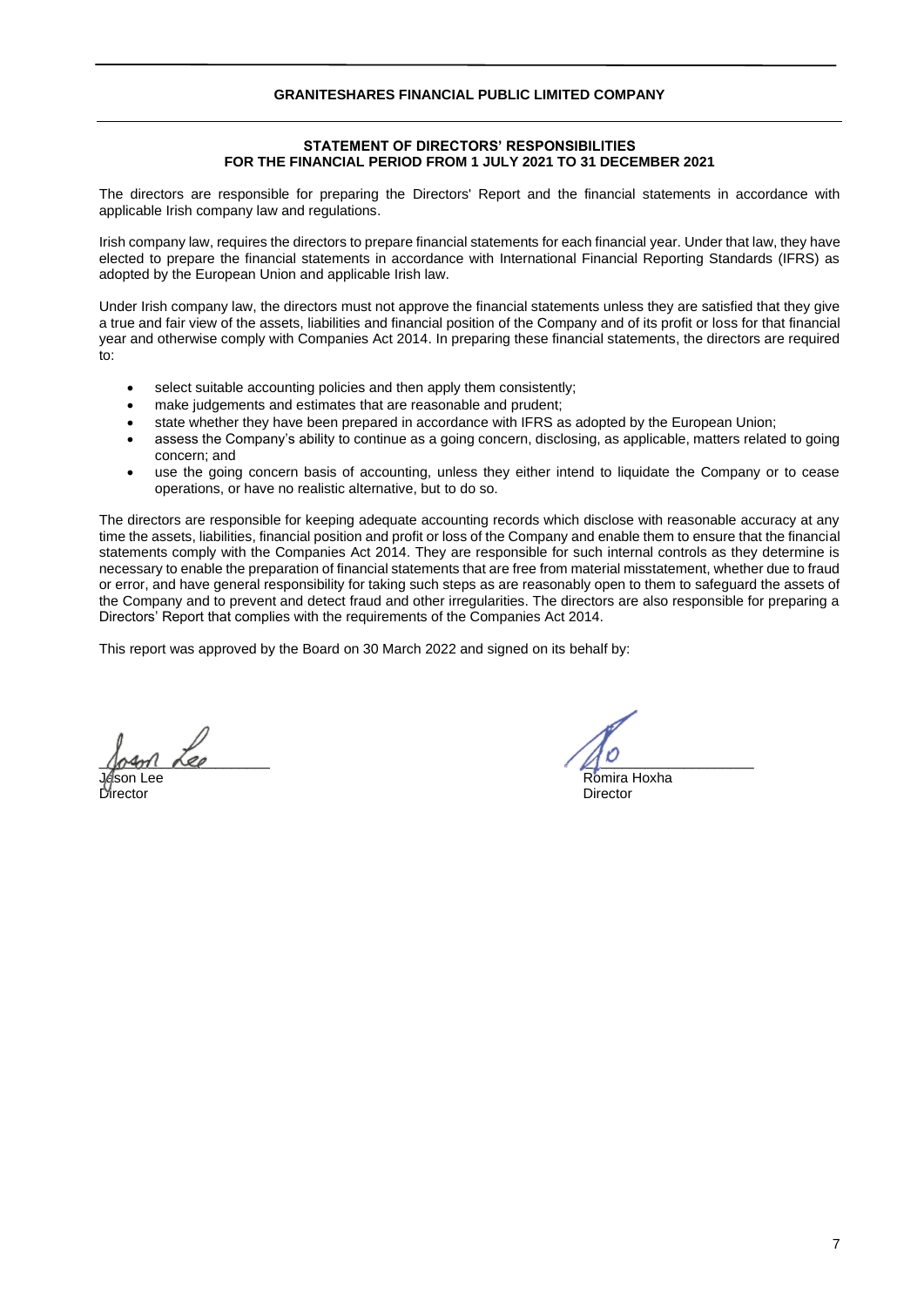**GRANITESHARES FINANCIAL PUBLIC LIMITED COMPANY**

## STATEMENT OF DIRECTORS' RESPONSIBILITIES
## FOR THE FINANCIAL PERIOD FROM 1 JULY 2021 TO 31 DECEMBER 2021

The directors are responsible for preparing the Directors' Report and the financial statements in accordance with applicable Irish company law and regulations.

Irish company law, requires the directors to prepare financial statements for each financial year. Under that law, they have elected to prepare the financial statements in accordance with International Financial Reporting Standards (IFRS) as adopted by the European Union and applicable Irish law.

Under Irish company law, the directors must not approve the financial statements unless they are satisfied that they give a true and fair view of the assets, liabilities and financial position of the Company and of its profit or loss for that financial year and otherwise comply with Companies Act 2014. In preparing these financial statements, the directors are required to:

- select suitable accounting policies and then apply them consistently;
- make judgements and estimates that are reasonable and prudent;
- state whether they have been prepared in accordance with IFRS as adopted by the European Union;
- assess the Company's ability to continue as a going concern, disclosing, as applicable, matters related to going concern; and
- use the going concern basis of accounting, unless they either intend to liquidate the Company or to cease operations, or have no realistic alternative, but to do so.

The directors are responsible for keeping adequate accounting records which disclose with reasonable accuracy at any time the assets, liabilities, financial position and profit or loss of the Company and enable them to ensure that the financial statements comply with the Companies Act 2014. They are responsible for such internal controls as they determine is necessary to enable the preparation of financial statements that are free from material misstatement, whether due to fraud or error, and have general responsibility for taking such steps as are reasonably open to them to safeguard the assets of the Company and to prevent and detect fraud and other irregularities. The directors are also responsible for preparing a Directors' Report that complies with the requirements of the Companies Act 2014.

This report was approved by the Board on 30 March 2022 and signed on its behalf by:

Jason Lee
Director

Romira Hoxha
Director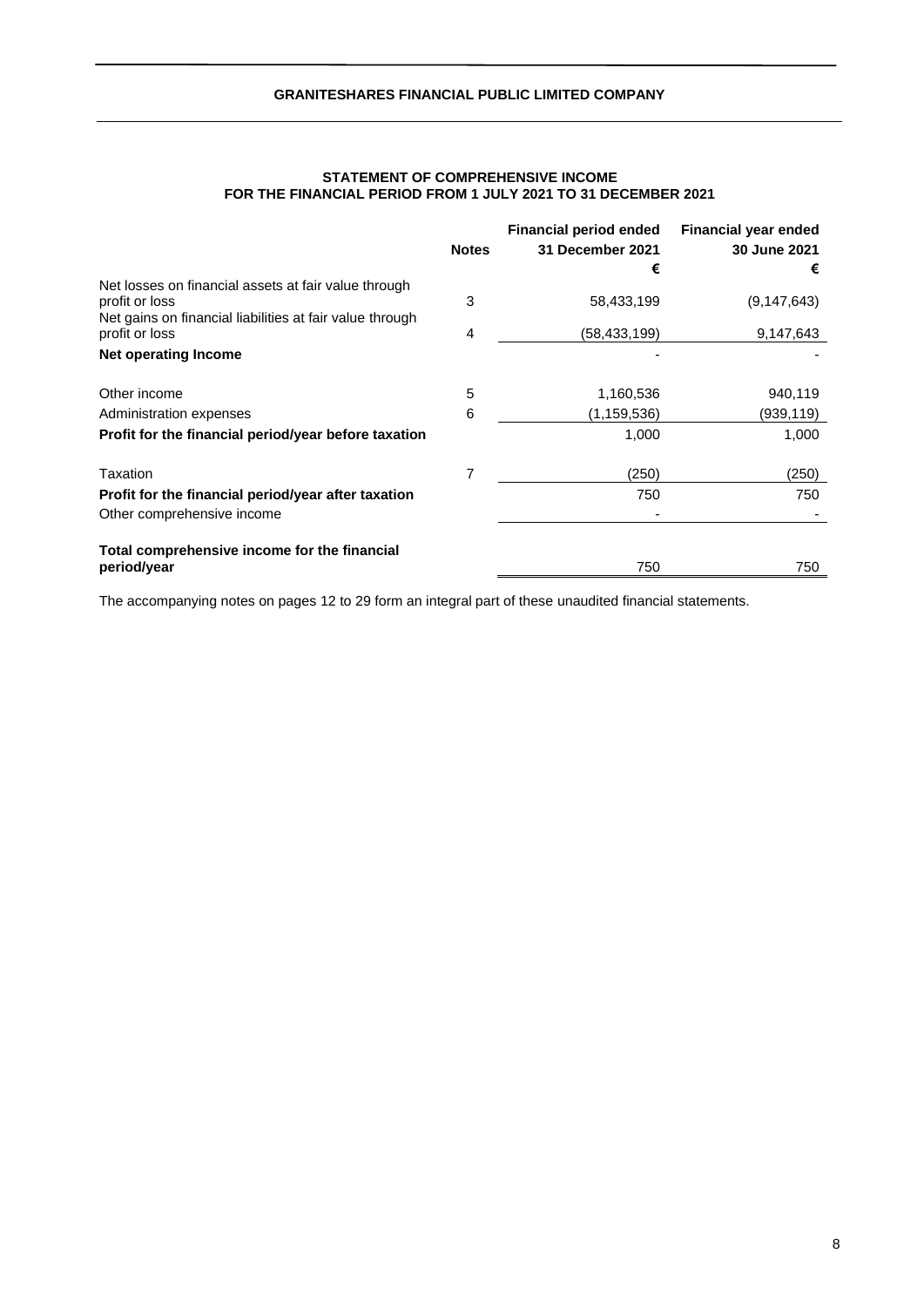## STATEMENT OF COMPREHENSIVE INCOME
## FOR THE FINANCIAL PERIOD FROM 1 JULY 2021 TO 31 DECEMBER 2021

| | Notes | Financial period ended 31 December 2021 | Financial year ended 30 June 2021 |
|---|---|---|---|
| | | € | € |
| Net losses on financial assets at fair value through profit or loss | 3 | 58,433,199 | (9,147,643) |
| Net gains on financial liabilities at fair value through profit or loss | 4 | (58,433,199) | 9,147,643 |
| **Net operating Income** | | - | - |
| Other income | 5 | 1,160,536 | 940,119 |
| Administration expenses | 6 | (1,159,536) | (939,119) |
| **Profit for the financial period/year before taxation** | | 1,000 | 1,000 |
| Taxation | 7 | (250) | (250) |
| **Profit for the financial period/year after taxation** | | 750 | 750 |
| Other comprehensive income | | - | - |
| **Total comprehensive income for the financial period/year** | | 750 | 750 |

The accompanying notes on pages 12 to 29 form an integral part of these unaudited financial statements.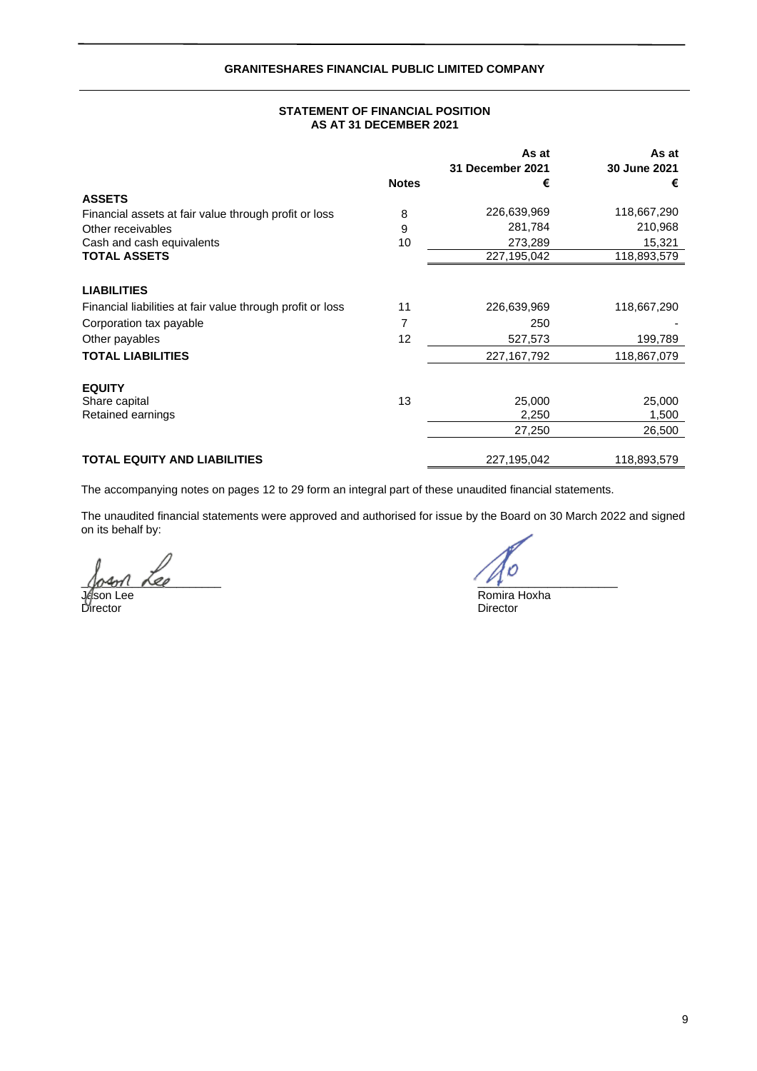# GRANITESHARES FINANCIAL PUBLIC LIMITED COMPANY

## STATEMENT OF FINANCIAL POSITION
## AS AT 31 DECEMBER 2021

| | Notes | As at 31 December 2021 € | As at 30 June 2021 € |
|---|---|---|---|
| **ASSETS** | | | |
| Financial assets at fair value through profit or loss | 8 | 226,639,969 | 118,667,290 |
| Other receivables | 9 | 281,784 | 210,968 |
| Cash and cash equivalents | 10 | 273,289 | 15,321 |
| **TOTAL ASSETS** | | 227,195,042 | 118,893,579 |
| | | | |
| **LIABILITIES** | | | |
| Financial liabilities at fair value through profit or loss | 11 | 226,639,969 | 118,667,290 |
| Corporation tax payable | 7 | 250 | - |
| Other payables | 12 | 527,573 | 199,789 |
| **TOTAL LIABILITIES** | | 227,167,792 | 118,867,079 |
| | | | |
| **EQUITY** | | | |
| Share capital | 13 | 25,000 | 25,000 |
| Retained earnings | | 2,250 | 1,500 |
| | | 27,250 | 26,500 |
| | | | |
| **TOTAL EQUITY AND LIABILITIES** | | 227,195,042 | 118,893,579 |

The accompanying notes on pages 12 to 29 form an integral part of these unaudited financial statements.

The unaudited financial statements were approved and authorised for issue by the Board on 30 March 2022 and signed on its behalf by:

Jason Lee
Director

Romira Hoxha
Director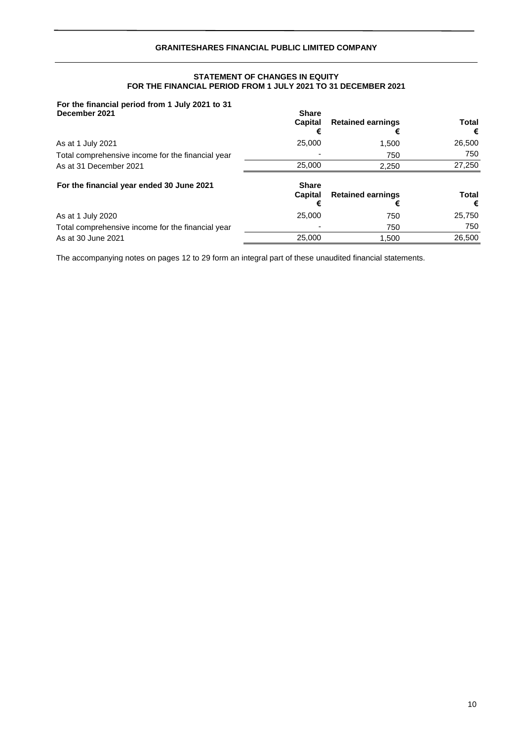**GRANITESHARES FINANCIAL PUBLIC LIMITED COMPANY**

## STATEMENT OF CHANGES IN EQUITY
## FOR THE FINANCIAL PERIOD FROM 1 JULY 2021 TO 31 DECEMBER 2021

| **For the financial period from 1 July 2021 to 31 December 2021** | **Share Capital €** | **Retained earnings €** | **Total €** |
|---|---|---|---|
| As at 1 July 2021 | 25,000 | 1,500 | 26,500 |
| Total comprehensive income for the financial year | - | 750 | 750 |
| As at 31 December 2021 | 25,000 | 2,250 | 27,250 |

| **For the financial year ended 30 June 2021** | **Share Capital €** | **Retained earnings €** | **Total €** |
|---|---|---|---|
| As at 1 July 2020 | 25,000 | 750 | 25,750 |
| Total comprehensive income for the financial year | - | 750 | 750 |
| As at 30 June 2021 | 25,000 | 1,500 | 26,500 |

The accompanying notes on pages 12 to 29 form an integral part of these unaudited financial statements.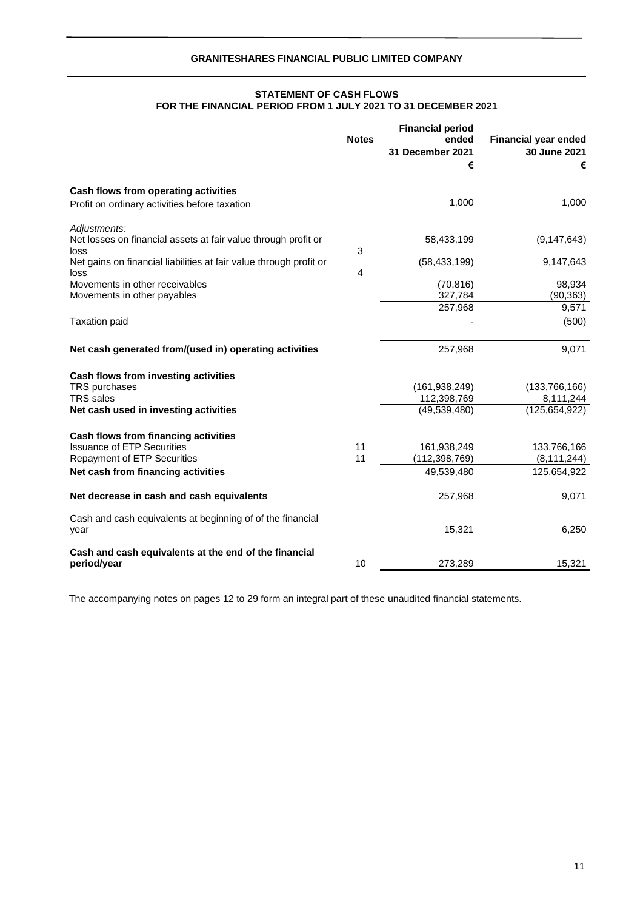**GRANITESHARES FINANCIAL PUBLIC LIMITED COMPANY**

## STATEMENT OF CASH FLOWS
## FOR THE FINANCIAL PERIOD FROM 1 JULY 2021 TO 31 DECEMBER 2021

| | Notes | Financial period ended 31 December 2021 € | Financial year ended 30 June 2021 € |
|---|---|---|---|
| **Cash flows from operating activities** | | | |
| Profit on ordinary activities before taxation | | 1,000 | 1,000 |
| *Adjustments:* | | | |
| Net losses on financial assets at fair value through profit or loss | 3 | 58,433,199 | (9,147,643) |
| Net gains on financial liabilities at fair value through profit or loss | 4 | (58,433,199) | 9,147,643 |
| Movements in other receivables | | (70,816) | 98,934 |
| Movements in other payables | | 327,784 | (90,363) |
| | | 257,968 | 9,571 |
| Taxation paid | | - | (500) |
| **Net cash generated from/(used in) operating activities** | | 257,968 | 9,071 |
| **Cash flows from investing activities** | | | |
| TRS purchases | | (161,938,249) | (133,766,166) |
| TRS sales | | 112,398,769 | 8,111,244 |
| **Net cash used in investing activities** | | (49,539,480) | (125,654,922) |
| **Cash flows from financing activities** | | | |
| Issuance of ETP Securities | 11 | 161,938,249 | 133,766,166 |
| Repayment of ETP Securities | 11 | (112,398,769) | (8,111,244) |
| **Net cash from financing activities** | | 49,539,480 | 125,654,922 |
| **Net decrease in cash and cash equivalents** | | 257,968 | 9,071 |
| Cash and cash equivalents at beginning of of the financial year | | 15,321 | 6,250 |
| **Cash and cash equivalents at the end of the financial period/year** | 10 | 273,289 | 15,321 |

The accompanying notes on pages 12 to 29 form an integral part of these unaudited financial statements.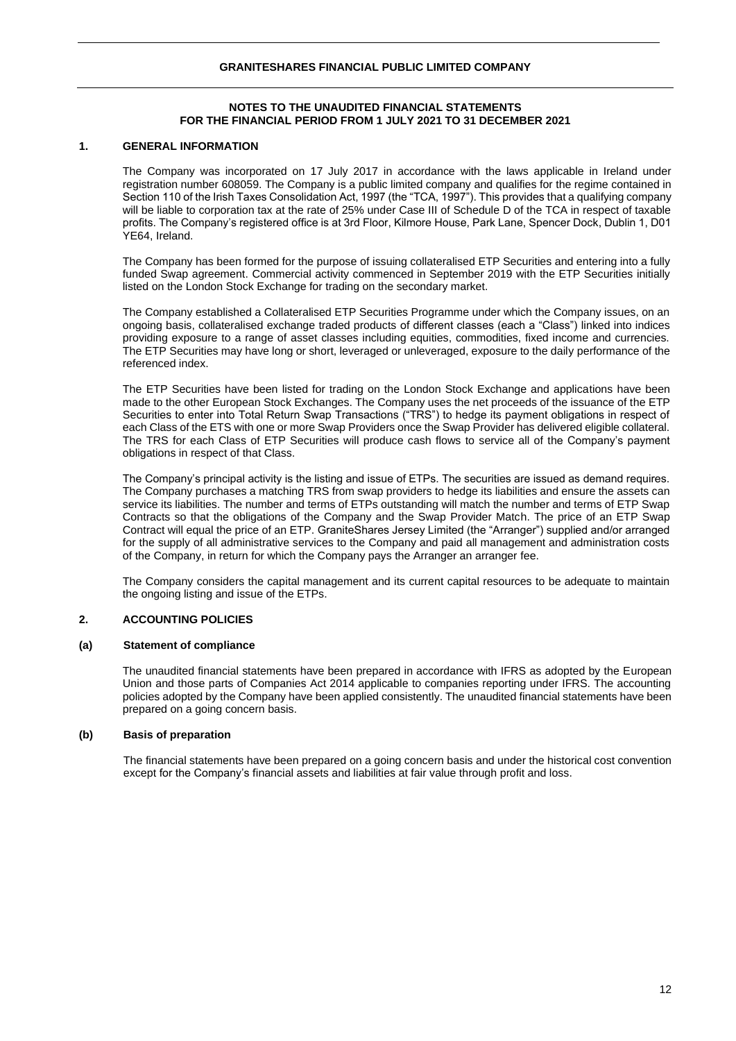**NOTES TO THE UNAUDITED FINANCIAL STATEMENTS**
**FOR THE FINANCIAL PERIOD FROM 1 JULY 2021 TO 31 DECEMBER 2021**

## 1. GENERAL INFORMATION

The Company was incorporated on 17 July 2017 in accordance with the laws applicable in Ireland under registration number 608059. The Company is a public limited company and qualifies for the regime contained in Section 110 of the Irish Taxes Consolidation Act, 1997 (the "TCA, 1997"). This provides that a qualifying company will be liable to corporation tax at the rate of 25% under Case III of Schedule D of the TCA in respect of taxable profits. The Company's registered office is at 3rd Floor, Kilmore House, Park Lane, Spencer Dock, Dublin 1, D01 YE64, Ireland.

The Company has been formed for the purpose of issuing collateralised ETP Securities and entering into a fully funded Swap agreement. Commercial activity commenced in September 2019 with the ETP Securities initially listed on the London Stock Exchange for trading on the secondary market.

The Company established a Collateralised ETP Securities Programme under which the Company issues, on an ongoing basis, collateralised exchange traded products of different classes (each a "Class") linked into indices providing exposure to a range of asset classes including equities, commodities, fixed income and currencies. The ETP Securities may have long or short, leveraged or unleveraged, exposure to the daily performance of the referenced index.

The ETP Securities have been listed for trading on the London Stock Exchange and applications have been made to the other European Stock Exchanges. The Company uses the net proceeds of the issuance of the ETP Securities to enter into Total Return Swap Transactions ("TRS") to hedge its payment obligations in respect of each Class of the ETS with one or more Swap Providers once the Swap Provider has delivered eligible collateral. The TRS for each Class of ETP Securities will produce cash flows to service all of the Company's payment obligations in respect of that Class.

The Company's principal activity is the listing and issue of ETPs. The securities are issued as demand requires. The Company purchases a matching TRS from swap providers to hedge its liabilities and ensure the assets can service its liabilities. The number and terms of ETPs outstanding will match the number and terms of ETP Swap Contracts so that the obligations of the Company and the Swap Provider Match. The price of an ETP Swap Contract will equal the price of an ETP. GraniteShares Jersey Limited (the "Arranger") supplied and/or arranged for the supply of all administrative services to the Company and paid all management and administration costs of the Company, in return for which the Company pays the Arranger an arranger fee.

The Company considers the capital management and its current capital resources to be adequate to maintain the ongoing listing and issue of the ETPs.

## 2. ACCOUNTING POLICIES

### (a) Statement of compliance

The unaudited financial statements have been prepared in accordance with IFRS as adopted by the European Union and those parts of Companies Act 2014 applicable to companies reporting under IFRS. The accounting policies adopted by the Company have been applied consistently. The unaudited financial statements have been prepared on a going concern basis.

### (b) Basis of preparation

The financial statements have been prepared on a going concern basis and under the historical cost convention except for the Company's financial assets and liabilities at fair value through profit and loss.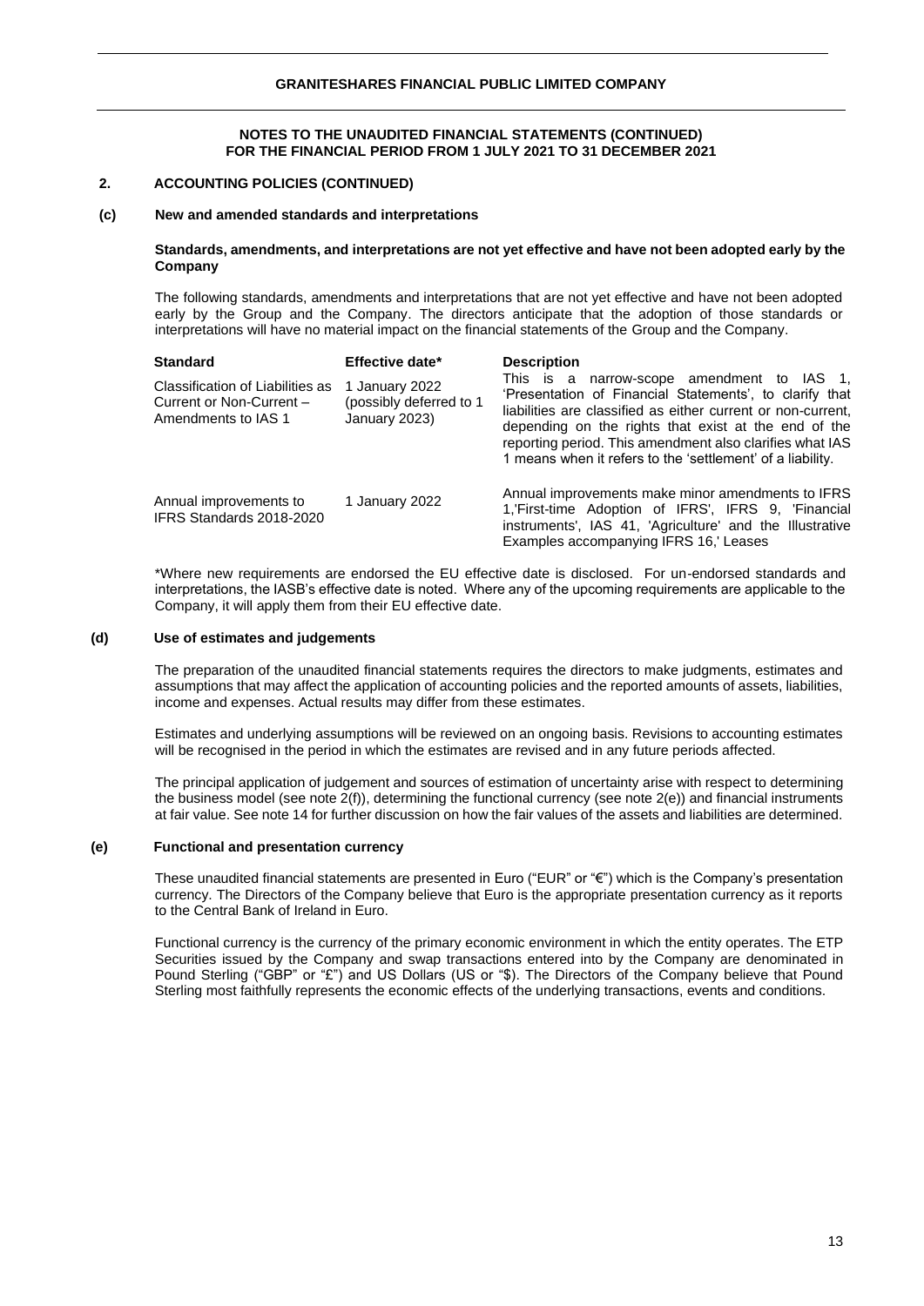**NOTES TO THE UNAUDITED FINANCIAL STATEMENTS (CONTINUED)**
**FOR THE FINANCIAL PERIOD FROM 1 JULY 2021 TO 31 DECEMBER 2021**

## 2. ACCOUNTING POLICIES (CONTINUED)

### (c) New and amended standards and interpretations

**Standards, amendments, and interpretations are not yet effective and have not been adopted early by the Company**

The following standards, amendments and interpretations that are not yet effective and have not been adopted early by the Group and the Company. The directors anticipate that the adoption of those standards or interpretations will have no material impact on the financial statements of the Group and the Company.

| Standard | Effective date* | Description |
|---|---|---|
| Classification of Liabilities as Current or Non-Current – Amendments to IAS 1 | 1 January 2022 (possibly deferred to 1 January 2023) | This is a narrow-scope amendment to IAS 1, 'Presentation of Financial Statements', to clarify that liabilities are classified as either current or non-current, depending on the rights that exist at the end of the reporting period. This amendment also clarifies what IAS 1 means when it refers to the 'settlement' of a liability. |
| Annual improvements to IFRS Standards 2018-2020 | 1 January 2022 | Annual improvements make minor amendments to IFRS 1,'First-time Adoption of IFRS', IFRS 9, 'Financial instruments', IAS 41, 'Agriculture' and the Illustrative Examples accompanying IFRS 16,' Leases |

*Where new requirements are endorsed the EU effective date is disclosed. For un-endorsed standards and interpretations, the IASB's effective date is noted. Where any of the upcoming requirements are applicable to the Company, it will apply them from their EU effective date.

### (d) Use of estimates and judgements

The preparation of the unaudited financial statements requires the directors to make judgments, estimates and assumptions that may affect the application of accounting policies and the reported amounts of assets, liabilities, income and expenses. Actual results may differ from these estimates.

Estimates and underlying assumptions will be reviewed on an ongoing basis. Revisions to accounting estimates will be recognised in the period in which the estimates are revised and in any future periods affected.

The principal application of judgement and sources of estimation of uncertainty arise with respect to determining the business model (see note 2(f)), determining the functional currency (see note 2(e)) and financial instruments at fair value. See note 14 for further discussion on how the fair values of the assets and liabilities are determined.

### (e) Functional and presentation currency

These unaudited financial statements are presented in Euro ("EUR" or "€") which is the Company's presentation currency. The Directors of the Company believe that Euro is the appropriate presentation currency as it reports to the Central Bank of Ireland in Euro.

Functional currency is the currency of the primary economic environment in which the entity operates. The ETP Securities issued by the Company and swap transactions entered into by the Company are denominated in Pound Sterling ("GBP" or "£") and US Dollars (US or "$). The Directors of the Company believe that Pound Sterling most faithfully represents the economic effects of the underlying transactions, events and conditions.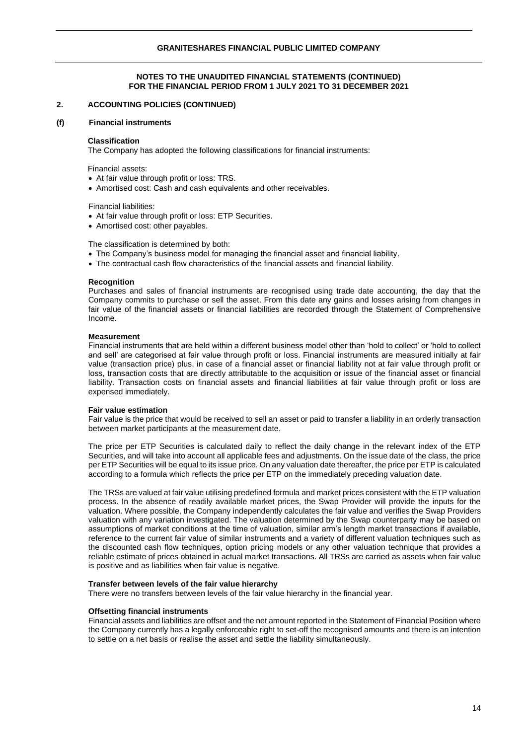## NOTES TO THE UNAUDITED FINANCIAL STATEMENTS (CONTINUED)
## FOR THE FINANCIAL PERIOD FROM 1 JULY 2021 TO 31 DECEMBER 2021

## 2. ACCOUNTING POLICIES (CONTINUED)

### (f) Financial instruments

**Classification**

The Company has adopted the following classifications for financial instruments:

Financial assets:

- At fair value through profit or loss: TRS.
- Amortised cost: Cash and cash equivalents and other receivables.

Financial liabilities:

- At fair value through profit or loss: ETP Securities.
- Amortised cost: other payables.

The classification is determined by both:

- The Company's business model for managing the financial asset and financial liability.
- The contractual cash flow characteristics of the financial assets and financial liability.

**Recognition**

Purchases and sales of financial instruments are recognised using trade date accounting, the day that the Company commits to purchase or sell the asset. From this date any gains and losses arising from changes in fair value of the financial assets or financial liabilities are recorded through the Statement of Comprehensive Income.

**Measurement**

Financial instruments that are held within a different business model other than 'hold to collect' or 'hold to collect and sell' are categorised at fair value through profit or loss. Financial instruments are measured initially at fair value (transaction price) plus, in case of a financial asset or financial liability not at fair value through profit or loss, transaction costs that are directly attributable to the acquisition or issue of the financial asset or financial liability. Transaction costs on financial assets and financial liabilities at fair value through profit or loss are expensed immediately.

**Fair value estimation**

Fair value is the price that would be received to sell an asset or paid to transfer a liability in an orderly transaction between market participants at the measurement date.

The price per ETP Securities is calculated daily to reflect the daily change in the relevant index of the ETP Securities, and will take into account all applicable fees and adjustments. On the issue date of the class, the price per ETP Securities will be equal to its issue price. On any valuation date thereafter, the price per ETP is calculated according to a formula which reflects the price per ETP on the immediately preceding valuation date.

The TRSs are valued at fair value utilising predefined formula and market prices consistent with the ETP valuation process. In the absence of readily available market prices, the Swap Provider will provide the inputs for the valuation. Where possible, the Company independently calculates the fair value and verifies the Swap Providers valuation with any variation investigated. The valuation determined by the Swap counterparty may be based on assumptions of market conditions at the time of valuation, similar arm's length market transactions if available, reference to the current fair value of similar instruments and a variety of different valuation techniques such as the discounted cash flow techniques, option pricing models or any other valuation technique that provides a reliable estimate of prices obtained in actual market transactions. All TRSs are carried as assets when fair value is positive and as liabilities when fair value is negative.

**Transfer between levels of the fair value hierarchy**

There were no transfers between levels of the fair value hierarchy in the financial year.

**Offsetting financial instruments**

Financial assets and liabilities are offset and the net amount reported in the Statement of Financial Position where the Company currently has a legally enforceable right to set-off the recognised amounts and there is an intention to settle on a net basis or realise the asset and settle the liability simultaneously.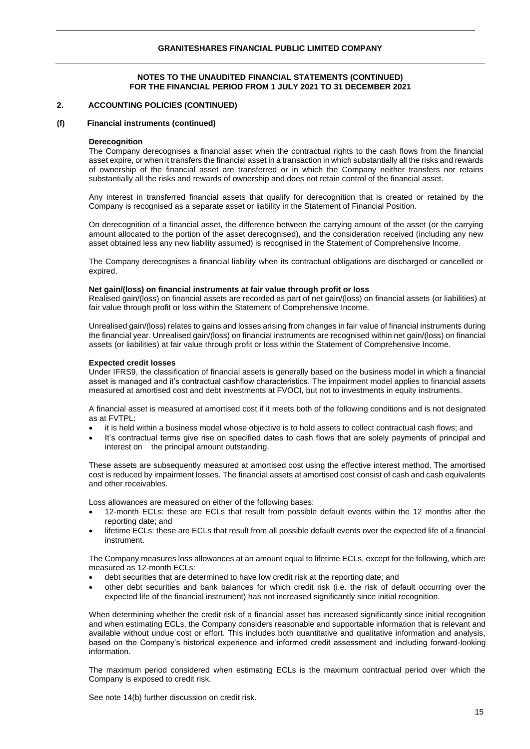## 2. ACCOUNTING POLICIES (CONTINUED)

### (f) Financial instruments (continued)

**Derecognition**

The Company derecognises a financial asset when the contractual rights to the cash flows from the financial asset expire, or when it transfers the financial asset in a transaction in which substantially all the risks and rewards of ownership of the financial asset are transferred or in which the Company neither transfers nor retains substantially all the risks and rewards of ownership and does not retain control of the financial asset.

Any interest in transferred financial assets that qualify for derecognition that is created or retained by the Company is recognised as a separate asset or liability in the Statement of Financial Position.

On derecognition of a financial asset, the difference between the carrying amount of the asset (or the carrying amount allocated to the portion of the asset derecognised), and the consideration received (including any new asset obtained less any new liability assumed) is recognised in the Statement of Comprehensive Income.

The Company derecognises a financial liability when its contractual obligations are discharged or cancelled or expired.

**Net gain/(loss) on financial instruments at fair value through profit or loss**

Realised gain/(loss) on financial assets are recorded as part of net gain/(loss) on financial assets (or liabilities) at fair value through profit or loss within the Statement of Comprehensive Income.

Unrealised gain/(loss) relates to gains and losses arising from changes in fair value of financial instruments during the financial year. Unrealised gain/(loss) on financial instruments are recognised within net gain/(loss) on financial assets (or liabilities) at fair value through profit or loss within the Statement of Comprehensive Income.

**Expected credit losses**

Under IFRS9, the classification of financial assets is generally based on the business model in which a financial asset is managed and it's contractual cashflow characteristics. The impairment model applies to financial assets measured at amortised cost and debt investments at FVOCI, but not to investments in equity instruments.

A financial asset is measured at amortised cost if it meets both of the following conditions and is not designated as at FVTPL:

- it is held within a business model whose objective is to hold assets to collect contractual cash flows; and
- It's contractual terms give rise on specified dates to cash flows that are solely payments of principal and interest on the principal amount outstanding.

These assets are subsequently measured at amortised cost using the effective interest method. The amortised cost is reduced by impairment losses. The financial assets at amortised cost consist of cash and cash equivalents and other receivables.

Loss allowances are measured on either of the following bases:

- 12-month ECLs: these are ECLs that result from possible default events within the 12 months after the reporting date; and
- lifetime ECLs: these are ECLs that result from all possible default events over the expected life of a financial instrument.

The Company measures loss allowances at an amount equal to lifetime ECLs, except for the following, which are measured as 12-month ECLs:

- debt securities that are determined to have low credit risk at the reporting date; and
- other debt securities and bank balances for which credit risk (i.e. the risk of default occurring over the expected life of the financial instrument) has not increased significantly since initial recognition.

When determining whether the credit risk of a financial asset has increased significantly since initial recognition and when estimating ECLs, the Company considers reasonable and supportable information that is relevant and available without undue cost or effort. This includes both quantitative and qualitative information and analysis, based on the Company's historical experience and informed credit assessment and including forward-looking information.

The maximum period considered when estimating ECLs is the maximum contractual period over which the Company is exposed to credit risk.

See note 14(b) further discussion on credit risk.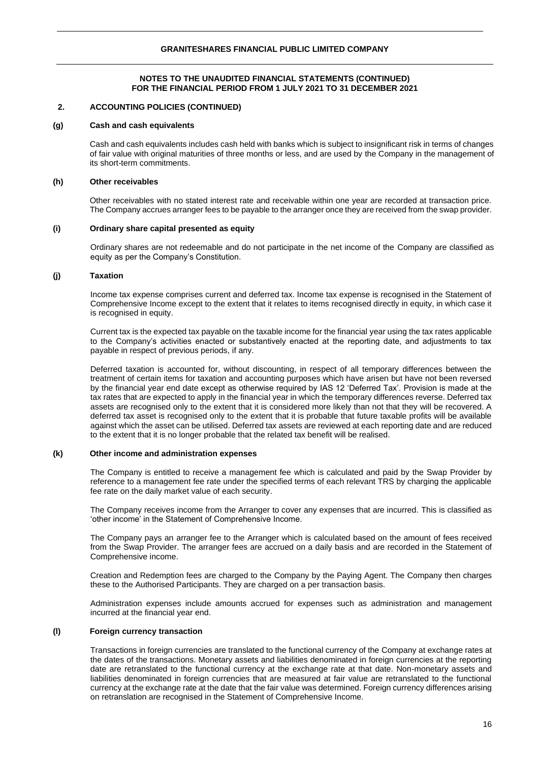## NOTES TO THE UNAUDITED FINANCIAL STATEMENTS (CONTINUED)
## FOR THE FINANCIAL PERIOD FROM 1 JULY 2021 TO 31 DECEMBER 2021

### 2. ACCOUNTING POLICIES (CONTINUED)

#### (g) Cash and cash equivalents

Cash and cash equivalents includes cash held with banks which is subject to insignificant risk in terms of changes of fair value with original maturities of three months or less, and are used by the Company in the management of its short-term commitments.

#### (h) Other receivables

Other receivables with no stated interest rate and receivable within one year are recorded at transaction price. The Company accrues arranger fees to be payable to the arranger once they are received from the swap provider.

#### (i) Ordinary share capital presented as equity

Ordinary shares are not redeemable and do not participate in the net income of the Company are classified as equity as per the Company's Constitution.

#### (j) Taxation

Income tax expense comprises current and deferred tax. Income tax expense is recognised in the Statement of Comprehensive Income except to the extent that it relates to items recognised directly in equity, in which case it is recognised in equity.

Current tax is the expected tax payable on the taxable income for the financial year using the tax rates applicable to the Company's activities enacted or substantively enacted at the reporting date, and adjustments to tax payable in respect of previous periods, if any.

Deferred taxation is accounted for, without discounting, in respect of all temporary differences between the treatment of certain items for taxation and accounting purposes which have arisen but have not been reversed by the financial year end date except as otherwise required by IAS 12 'Deferred Tax'. Provision is made at the tax rates that are expected to apply in the financial year in which the temporary differences reverse. Deferred tax assets are recognised only to the extent that it is considered more likely than not that they will be recovered. A deferred tax asset is recognised only to the extent that it is probable that future taxable profits will be available against which the asset can be utilised. Deferred tax assets are reviewed at each reporting date and are reduced to the extent that it is no longer probable that the related tax benefit will be realised.

#### (k) Other income and administration expenses

The Company is entitled to receive a management fee which is calculated and paid by the Swap Provider by reference to a management fee rate under the specified terms of each relevant TRS by charging the applicable fee rate on the daily market value of each security.

The Company receives income from the Arranger to cover any expenses that are incurred. This is classified as 'other income' in the Statement of Comprehensive Income.

The Company pays an arranger fee to the Arranger which is calculated based on the amount of fees received from the Swap Provider. The arranger fees are accrued on a daily basis and are recorded in the Statement of Comprehensive income.

Creation and Redemption fees are charged to the Company by the Paying Agent. The Company then charges these to the Authorised Participants. They are charged on a per transaction basis.

Administration expenses include amounts accrued for expenses such as administration and management incurred at the financial year end.

#### (l) Foreign currency transaction

Transactions in foreign currencies are translated to the functional currency of the Company at exchange rates at the dates of the transactions. Monetary assets and liabilities denominated in foreign currencies at the reporting date are retranslated to the functional currency at the exchange rate at that date. Non-monetary assets and liabilities denominated in foreign currencies that are measured at fair value are retranslated to the functional currency at the exchange rate at the date that the fair value was determined. Foreign currency differences arising on retranslation are recognised in the Statement of Comprehensive Income.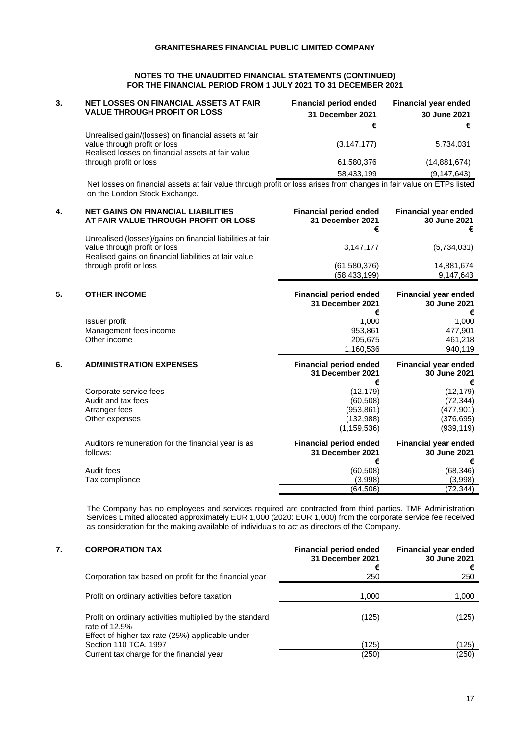## NOTES TO THE UNAUDITED FINANCIAL STATEMENTS (CONTINUED) FOR THE FINANCIAL PERIOD FROM 1 JULY 2021 TO 31 DECEMBER 2021

### 3. NET LOSSES ON FINANCIAL ASSETS AT FAIR VALUE THROUGH PROFIT OR LOSS

| | Financial period ended 31 December 2021 | Financial year ended 30 June 2021 |
|---|---|---|
| | € | € |
| Unrealised gain/(losses) on financial assets at fair value through profit or loss | (3,147,177) | 5,734,031 |
| Realised losses on financial assets at fair value through profit or loss | 61,580,376 | (14,881,674) |
| | 58,433,199 | (9,147,643) |

Net losses on financial assets at fair value through profit or loss arises from changes in fair value on ETPs listed on the London Stock Exchange.

### 4. NET GAINS ON FINANCIAL LIABILITIES AT FAIR VALUE THROUGH PROFIT OR LOSS

| | Financial period ended 31 December 2021 | Financial year ended 30 June 2021 |
|---|---|---|
| | € | € |
| Unrealised (losses)/gains on financial liabilities at fair value through profit or loss | 3,147,177 | (5,734,031) |
| Realised gains on financial liabilities at fair value through profit or loss | (61,580,376) | 14,881,674 |
| | (58,433,199) | 9,147,643 |

### 5. OTHER INCOME

| | Financial period ended 31 December 2021 | Financial year ended 30 June 2021 |
|---|---|---|
| | € | € |
| Issuer profit | 1,000 | 1,000 |
| Management fees income | 953,861 | 477,901 |
| Other income | 205,675 | 461,218 |
| | 1,160,536 | 940,119 |

### 6. ADMINISTRATION EXPENSES

| | Financial period ended 31 December 2021 | Financial year ended 30 June 2021 |
|---|---|---|
| | € | € |
| Corporate service fees | (12,179) | (12,179) |
| Audit and tax fees | (60,508) | (72,344) |
| Arranger fees | (953,861) | (477,901) |
| Other expenses | (132,988) | (376,695) |
| | (1,159,536) | (939,119) |

| Auditors remuneration for the financial year is as follows: | Financial period ended 31 December 2021 | Financial year ended 30 June 2021 |
|---|---|---|
| | € | € |
| Audit fees | (60,508) | (68,346) |
| Tax compliance | (3,998) | (3,998) |
| | (64,506) | (72,344) |

The Company has no employees and services required are contracted from third parties. TMF Administration Services Limited allocated approximately EUR 1,000 (2020: EUR 1,000) from the corporate service fee received as consideration for the making available of individuals to act as directors of the Company.

### 7. CORPORATION TAX

| | Financial period ended 31 December 2021 | Financial year ended 30 June 2021 |
|---|---|---|
| | € | € |
| Corporation tax based on profit for the financial year | 250 | 250 |
| Profit on ordinary activities before taxation | 1,000 | 1,000 |
| Profit on ordinary activities multiplied by the standard rate of 12.5% | (125) | (125) |
| Effect of higher tax rate (25%) applicable under Section 110 TCA, 1997 | (125) | (125) |
| Current tax charge for the financial year | (250) | (250) |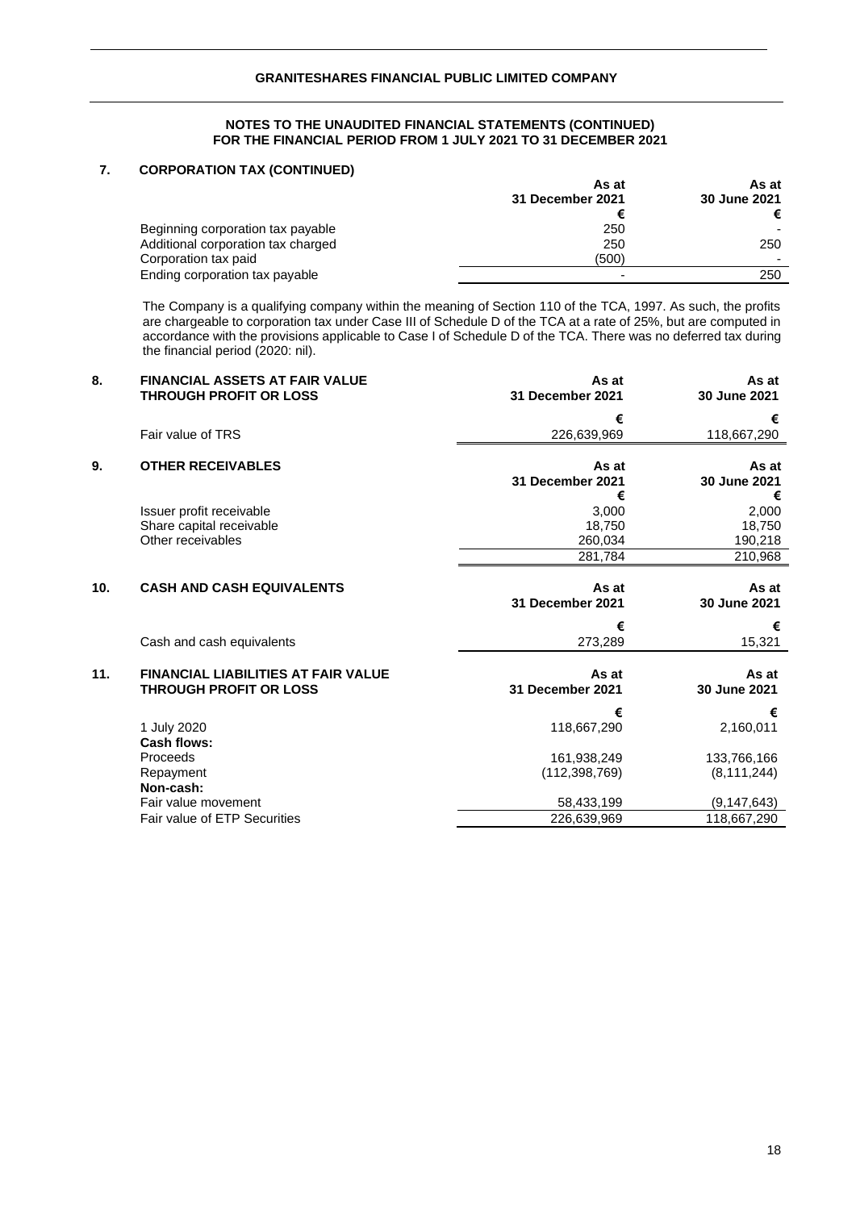# GRANITESHARES FINANCIAL PUBLIC LIMITED COMPANY

## NOTES TO THE UNAUDITED FINANCIAL STATEMENTS (CONTINUED) FOR THE FINANCIAL PERIOD FROM 1 JULY 2021 TO 31 DECEMBER 2021

### 7. CORPORATION TAX (CONTINUED)

| | As at 31 December 2021 | As at 30 June 2021 |
|---|---|---|
| | € | € |
| Beginning corporation tax payable | 250 | - |
| Additional corporation tax charged | 250 | 250 |
| Corporation tax paid | (500) | - |
| Ending corporation tax payable | - | 250 |

The Company is a qualifying company within the meaning of Section 110 of the TCA, 1997. As such, the profits are chargeable to corporation tax under Case III of Schedule D of the TCA at a rate of 25%, but are computed in accordance with the provisions applicable to Case I of Schedule D of the TCA. There was no deferred tax during the financial period (2020: nil).

### 8. FINANCIAL ASSETS AT FAIR VALUE THROUGH PROFIT OR LOSS

| | As at 31 December 2021 | As at 30 June 2021 |
|---|---|---|
| | € | € |
| Fair value of TRS | 226,639,969 | 118,667,290 |

### 9. OTHER RECEIVABLES

| | As at 31 December 2021 | As at 30 June 2021 |
|---|---|---|
| | € | € |
| Issuer profit receivable | 3,000 | 2,000 |
| Share capital receivable | 18,750 | 18,750 |
| Other receivables | 260,034 | 190,218 |
| | 281,784 | 210,968 |

### 10. CASH AND CASH EQUIVALENTS

| | As at 31 December 2021 | As at 30 June 2021 |
|---|---|---|
| | € | € |
| Cash and cash equivalents | 273,289 | 15,321 |

### 11. FINANCIAL LIABILITIES AT FAIR VALUE THROUGH PROFIT OR LOSS

| | As at 31 December 2021 | As at 30 June 2021 |
|---|---|---|
| | € | € |
| 1 July 2020 | 118,667,290 | 2,160,011 |
| **Cash flows:** | | |
| Proceeds | 161,938,249 | 133,766,166 |
| Repayment | (112,398,769) | (8,111,244) |
| **Non-cash:** | | |
| Fair value movement | 58,433,199 | (9,147,643) |
| Fair value of ETP Securities | 226,639,969 | 118,667,290 |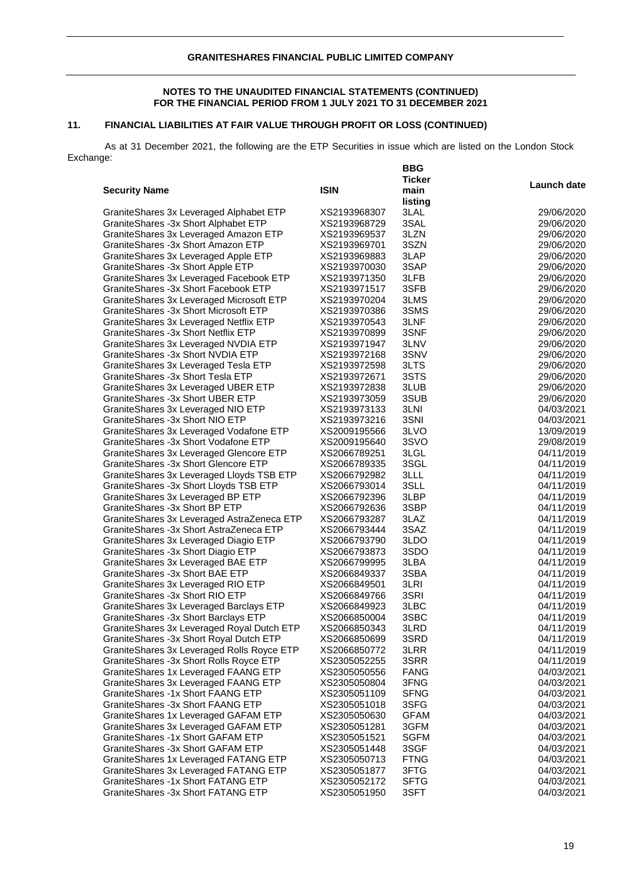**NOTES TO THE UNAUDITED FINANCIAL STATEMENTS (CONTINUED)**
**FOR THE FINANCIAL PERIOD FROM 1 JULY 2021 TO 31 DECEMBER 2021**

## 11. FINANCIAL LIABILITIES AT FAIR VALUE THROUGH PROFIT OR LOSS (CONTINUED)

As at 31 December 2021, the following are the ETP Securities in issue which are listed on the London Stock Exchange:

| Security Name | ISIN | BBG Ticker main listing | Launch date |
|---|---|---|---|
| GraniteShares 3x Leveraged Alphabet ETP | XS2193968307 | 3LAL | 29/06/2020 |
| GraniteShares -3x Short Alphabet ETP | XS2193968729 | 3SAL | 29/06/2020 |
| GraniteShares 3x Leveraged Amazon ETP | XS2193969537 | 3LZN | 29/06/2020 |
| GraniteShares -3x Short Amazon ETP | XS2193969701 | 3SZN | 29/06/2020 |
| GraniteShares 3x Leveraged Apple ETP | XS2193969883 | 3LAP | 29/06/2020 |
| GraniteShares -3x Short Apple ETP | XS2193970030 | 3SAP | 29/06/2020 |
| GraniteShares 3x Leveraged Facebook ETP | XS2193971350 | 3LFB | 29/06/2020 |
| GraniteShares -3x Short Facebook ETP | XS2193971517 | 3SFB | 29/06/2020 |
| GraniteShares 3x Leveraged Microsoft ETP | XS2193970204 | 3LMS | 29/06/2020 |
| GraniteShares -3x Short Microsoft ETP | XS2193970386 | 3SMS | 29/06/2020 |
| GraniteShares 3x Leveraged Netflix ETP | XS2193970543 | 3LNF | 29/06/2020 |
| GraniteShares -3x Short Netflix ETP | XS2193970899 | 3SNF | 29/06/2020 |
| GraniteShares 3x Leveraged NVDIA ETP | XS2193971947 | 3LNV | 29/06/2020 |
| GraniteShares -3x Short NVDIA ETP | XS2193972168 | 3SNV | 29/06/2020 |
| GraniteShares 3x Leveraged Tesla ETP | XS2193972598 | 3LTS | 29/06/2020 |
| GraniteShares -3x Short Tesla ETP | XS2193972671 | 3STS | 29/06/2020 |
| GraniteShares 3x Leveraged UBER ETP | XS2193972838 | 3LUB | 29/06/2020 |
| GraniteShares -3x Short UBER ETP | XS2193973059 | 3SUB | 29/06/2020 |
| GraniteShares 3x Leveraged NIO ETP | XS2193973133 | 3LNI | 04/03/2021 |
| GraniteShares -3x Short NIO ETP | XS2193973216 | 3SNI | 04/03/2021 |
| GraniteShares 3x Leveraged Vodafone ETP | XS2009195566 | 3LVO | 13/09/2019 |
| GraniteShares -3x Short Vodafone ETP | XS2009195640 | 3SVO | 29/08/2019 |
| GraniteShares 3x Leveraged Glencore ETP | XS2066789251 | 3LGL | 04/11/2019 |
| GraniteShares -3x Short Glencore ETP | XS2066789335 | 3SGL | 04/11/2019 |
| GraniteShares 3x Leveraged Lloyds TSB ETP | XS2066792982 | 3LLL | 04/11/2019 |
| GraniteShares -3x Short Lloyds TSB ETP | XS2066793014 | 3SLL | 04/11/2019 |
| GraniteShares 3x Leveraged BP ETP | XS2066792396 | 3LBP | 04/11/2019 |
| GraniteShares -3x Short BP ETP | XS2066792636 | 3SBP | 04/11/2019 |
| GraniteShares 3x Leveraged AstraZeneca ETP | XS2066793287 | 3LAZ | 04/11/2019 |
| GraniteShares -3x Short AstraZeneca ETP | XS2066793444 | 3SAZ | 04/11/2019 |
| GraniteShares 3x Leveraged Diagio ETP | XS2066793790 | 3LDO | 04/11/2019 |
| GraniteShares -3x Short Diagio ETP | XS2066793873 | 3SDO | 04/11/2019 |
| GraniteShares 3x Leveraged BAE ETP | XS2066799995 | 3LBA | 04/11/2019 |
| GraniteShares -3x Short BAE ETP | XS2066849337 | 3SBA | 04/11/2019 |
| GraniteShares 3x Leveraged RIO ETP | XS2066849501 | 3LRI | 04/11/2019 |
| GraniteShares -3x Short RIO ETP | XS2066849766 | 3SRI | 04/11/2019 |
| GraniteShares 3x Leveraged Barclays ETP | XS2066849923 | 3LBC | 04/11/2019 |
| GraniteShares -3x Short Barclays ETP | XS2066850004 | 3SBC | 04/11/2019 |
| GraniteShares 3x Leveraged Royal Dutch ETP | XS2066850343 | 3LRD | 04/11/2019 |
| GraniteShares -3x Short Royal Dutch ETP | XS2066850699 | 3SRD | 04/11/2019 |
| GraniteShares 3x Leveraged Rolls Royce ETP | XS2066850772 | 3LRR | 04/11/2019 |
| GraniteShares -3x Short Rolls Royce ETP | XS2305052255 | 3SRR | 04/11/2019 |
| GraniteShares 1x Leveraged FAANG ETP | XS2305050556 | FANG | 04/03/2021 |
| GraniteShares 3x Leveraged FAANG ETP | XS2305050804 | 3FNG | 04/03/2021 |
| GraniteShares -1x Short FAANG ETP | XS2305051109 | SFNG | 04/03/2021 |
| GraniteShares -3x Short FAANG ETP | XS2305051018 | 3SFG | 04/03/2021 |
| GraniteShares 1x Leveraged GAFAM ETP | XS2305050630 | GFAM | 04/03/2021 |
| GraniteShares 3x Leveraged GAFAM ETP | XS2305051281 | 3GFM | 04/03/2021 |
| GraniteShares -1x Short GAFAM ETP | XS2305051521 | SGFM | 04/03/2021 |
| GraniteShares -3x Short GAFAM ETP | XS2305051448 | 3SGF | 04/03/2021 |
| GraniteShares 1x Leveraged FATANG ETP | XS2305050713 | FTNG | 04/03/2021 |
| GraniteShares 3x Leveraged FATANG ETP | XS2305051877 | 3FTG | 04/03/2021 |
| GraniteShares -1x Short FATANG ETP | XS2305052172 | SFTG | 04/03/2021 |
| GraniteShares -3x Short FATANG ETP | XS2305051950 | 3SFT | 04/03/2021 |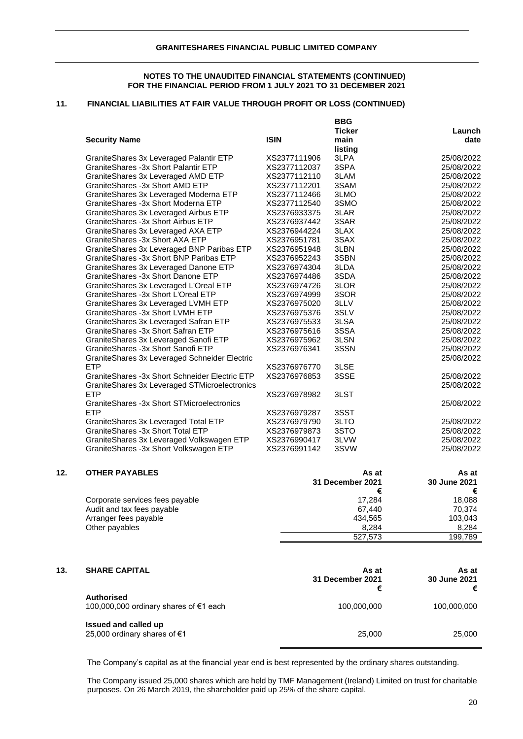# GRANITESHARES FINANCIAL PUBLIC LIMITED COMPANY

## NOTES TO THE UNAUDITED FINANCIAL STATEMENTS (CONTINUED)
## FOR THE FINANCIAL PERIOD FROM 1 JULY 2021 TO 31 DECEMBER 2021

### 11. FINANCIAL LIABILITIES AT FAIR VALUE THROUGH PROFIT OR LOSS (CONTINUED)

| Security Name | ISIN | BBG Ticker main listing | Launch date |
|---|---|---|---|
| GraniteShares 3x Leveraged Palantir ETP | XS2377111906 | 3LPA | 25/08/2022 |
| GraniteShares -3x Short Palantir ETP | XS2377112037 | 3SPA | 25/08/2022 |
| GraniteShares 3x Leveraged AMD ETP | XS2377112110 | 3LAM | 25/08/2022 |
| GraniteShares -3x Short AMD ETP | XS2377112201 | 3SAM | 25/08/2022 |
| GraniteShares 3x Leveraged Moderna ETP | XS2377112466 | 3LMO | 25/08/2022 |
| GraniteShares -3x Short Moderna ETP | XS2377112540 | 3SMO | 25/08/2022 |
| GraniteShares 3x Leveraged Airbus ETP | XS2376933375 | 3LAR | 25/08/2022 |
| GraniteShares -3x Short Airbus ETP | XS2376937442 | 3SAR | 25/08/2022 |
| GraniteShares 3x Leveraged AXA ETP | XS2376944224 | 3LAX | 25/08/2022 |
| GraniteShares -3x Short AXA ETP | XS2376951781 | 3SAX | 25/08/2022 |
| GraniteShares 3x Leveraged BNP Paribas ETP | XS2376951948 | 3LBN | 25/08/2022 |
| GraniteShares -3x Short BNP Paribas ETP | XS2376952243 | 3SBN | 25/08/2022 |
| GraniteShares 3x Leveraged Danone ETP | XS2376974304 | 3LDA | 25/08/2022 |
| GraniteShares -3x Short Danone ETP | XS2376974486 | 3SDA | 25/08/2022 |
| GraniteShares 3x Leveraged L'Oreal ETP | XS2376974726 | 3LOR | 25/08/2022 |
| GraniteShares -3x Short L'Oreal ETP | XS2376974999 | 3SOR | 25/08/2022 |
| GraniteShares 3x Leveraged LVMH ETP | XS2376975020 | 3LLV | 25/08/2022 |
| GraniteShares -3x Short LVMH ETP | XS2376975376 | 3SLV | 25/08/2022 |
| GraniteShares 3x Leveraged Safran ETP | XS2376975533 | 3LSA | 25/08/2022 |
| GraniteShares -3x Short Safran ETP | XS2376975616 | 3SSA | 25/08/2022 |
| GraniteShares 3x Leveraged Sanofi ETP | XS2376975962 | 3LSN | 25/08/2022 |
| GraniteShares -3x Short Sanofi ETP | XS2376976341 | 3SSN | 25/08/2022 |
| GraniteShares 3x Leveraged Schneider Electric ETP | XS2376976770 | 3LSE | 25/08/2022 |
| GraniteShares -3x Short Schneider Electric ETP | XS2376976853 | 3SSE | 25/08/2022 |
| GraniteShares 3x Leveraged STMicroelectronics ETP | XS2376978982 | 3LST | 25/08/2022 |
| GraniteShares -3x Short STMicroelectronics ETP | XS2376979287 | 3SST | 25/08/2022 |
| GraniteShares 3x Leveraged Total ETP | XS2376979790 | 3LTO | 25/08/2022 |
| GraniteShares -3x Short Total ETP | XS2376979873 | 3STO | 25/08/2022 |
| GraniteShares 3x Leveraged Volkswagen ETP | XS2376990417 | 3LVW | 25/08/2022 |
| GraniteShares -3x Short Volkswagen ETP | XS2376991142 | 3SVW | 25/08/2022 |

### 12. OTHER PAYABLES

| | As at 31 December 2021 € | As at 30 June 2021 € |
|---|---|---|
| Corporate services fees payable | 17,284 | 18,088 |
| Audit and tax fees payable | 67,440 | 70,374 |
| Arranger fees payable | 434,565 | 103,043 |
| Other payables | 8,284 | 8,284 |
| | 527,573 | 199,789 |

### 13. SHARE CAPITAL

| | As at 31 December 2021 € | As at 30 June 2021 € |
|---|---|---|
| **Authorised** | | |
| 100,000,000 ordinary shares of €1 each | 100,000,000 | 100,000,000 |
| **Issued and called up** | | |
| 25,000 ordinary shares of €1 | 25,000 | 25,000 |

The Company's capital as at the financial year end is best represented by the ordinary shares outstanding.

The Company issued 25,000 shares which are held by TMF Management (Ireland) Limited on trust for charitable purposes. On 26 March 2019, the shareholder paid up 25% of the share capital.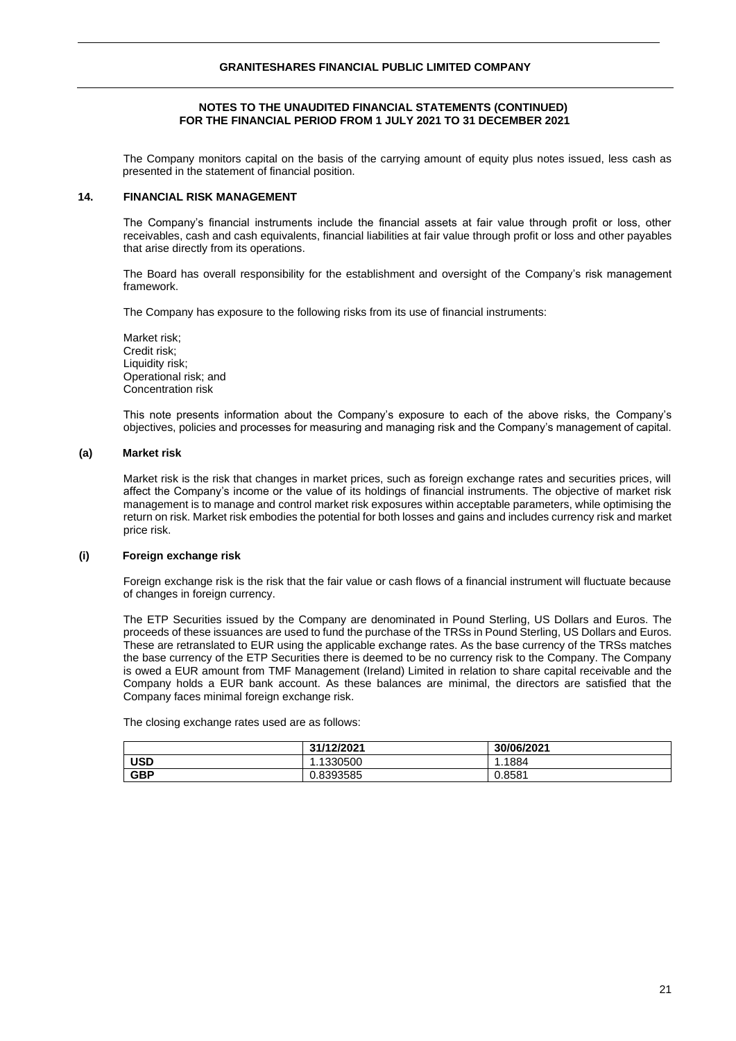The Company monitors capital on the basis of the carrying amount of equity plus notes issued, less cash as presented in the statement of financial position.

## 14. FINANCIAL RISK MANAGEMENT

The Company's financial instruments include the financial assets at fair value through profit or loss, other receivables, cash and cash equivalents, financial liabilities at fair value through profit or loss and other payables that arise directly from its operations.

The Board has overall responsibility for the establishment and oversight of the Company's risk management framework.

The Company has exposure to the following risks from its use of financial instruments:

Market risk;
Credit risk;
Liquidity risk;
Operational risk; and
Concentration risk

This note presents information about the Company's exposure to each of the above risks, the Company's objectives, policies and processes for measuring and managing risk and the Company's management of capital.

### (a) Market risk

Market risk is the risk that changes in market prices, such as foreign exchange rates and securities prices, will affect the Company's income or the value of its holdings of financial instruments. The objective of market risk management is to manage and control market risk exposures within acceptable parameters, while optimising the return on risk. Market risk embodies the potential for both losses and gains and includes currency risk and market price risk.

### (i) Foreign exchange risk

Foreign exchange risk is the risk that the fair value or cash flows of a financial instrument will fluctuate because of changes in foreign currency.

The ETP Securities issued by the Company are denominated in Pound Sterling, US Dollars and Euros. The proceeds of these issuances are used to fund the purchase of the TRSs in Pound Sterling, US Dollars and Euros. These are retranslated to EUR using the applicable exchange rates. As the base currency of the TRSs matches the base currency of the ETP Securities there is deemed to be no currency risk to the Company. The Company is owed a EUR amount from TMF Management (Ireland) Limited in relation to share capital receivable and the Company holds a EUR bank account. As these balances are minimal, the directors are satisfied that the Company faces minimal foreign exchange risk.

The closing exchange rates used are as follows:

| | 31/12/2021 | 30/06/2021 |
|---|---|---|
| **USD** | 1.1330500 | 1.1884 |
| **GBP** | 0.8393585 | 0.8581 |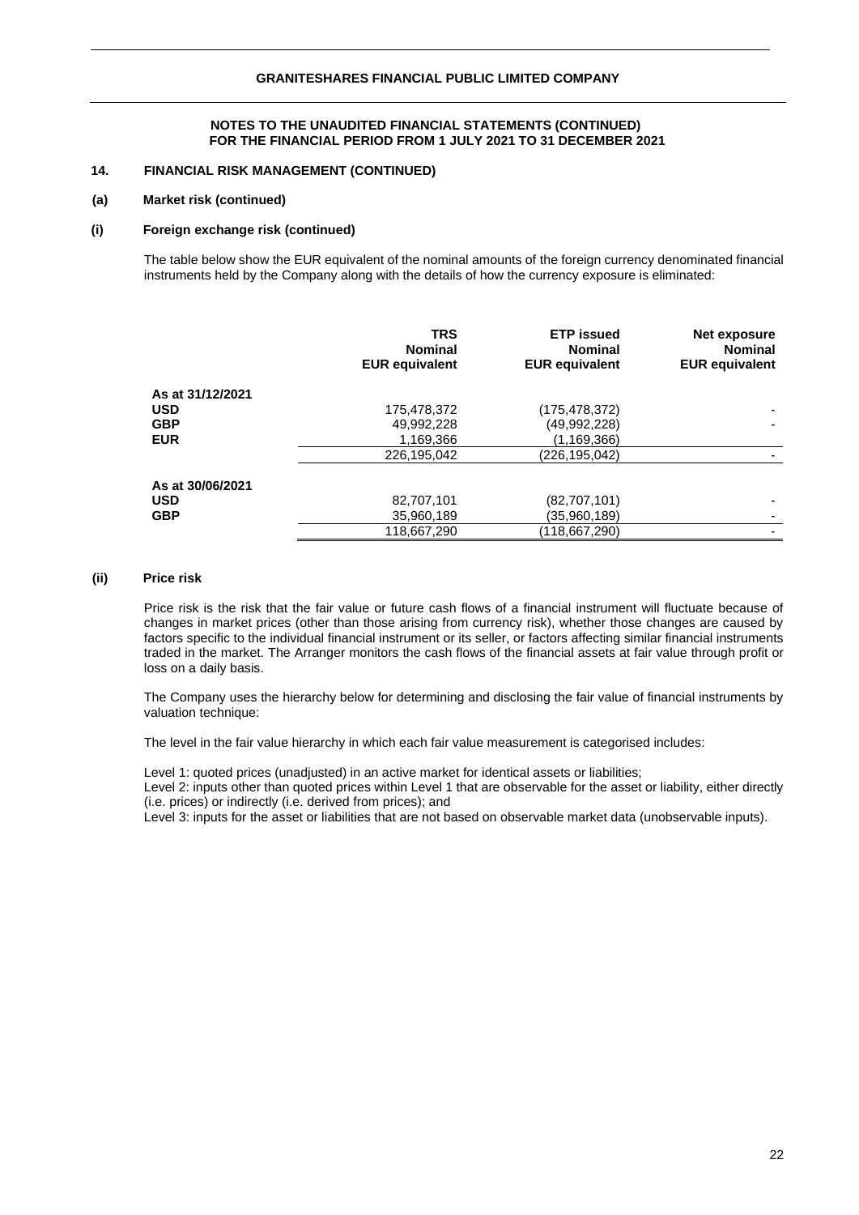GRANITESHARES FINANCIAL PUBLIC LIMITED COMPANY

NOTES TO THE UNAUDITED FINANCIAL STATEMENTS (CONTINUED)
FOR THE FINANCIAL PERIOD FROM 1 JULY 2021 TO 31 DECEMBER 2021

### 14. FINANCIAL RISK MANAGEMENT (CONTINUED)

#### (a) Market risk (continued)

#### (i) Foreign exchange risk (continued)

The table below show the EUR equivalent of the nominal amounts of the foreign currency denominated financial instruments held by the Company along with the details of how the currency exposure is eliminated:

| | TRS Nominal EUR equivalent | ETP issued Nominal EUR equivalent | Net exposure Nominal EUR equivalent |
|---|---|---|---|
| **As at 31/12/2021** | | | |
| **USD** | 175,478,372 | (175,478,372) | - |
| **GBP** | 49,992,228 | (49,992,228) | - |
| **EUR** | 1,169,366 | (1,169,366) | |
| | 226,195,042 | (226,195,042) | - |
| **As at 30/06/2021** | | | |
| **USD** | 82,707,101 | (82,707,101) | - |
| **GBP** | 35,960,189 | (35,960,189) | - |
| | 118,667,290 | (118,667,290) | - |

#### (ii) Price risk

Price risk is the risk that the fair value or future cash flows of a financial instrument will fluctuate because of changes in market prices (other than those arising from currency risk), whether those changes are caused by factors specific to the individual financial instrument or its seller, or factors affecting similar financial instruments traded in the market. The Arranger monitors the cash flows of the financial assets at fair value through profit or loss on a daily basis.

The Company uses the hierarchy below for determining and disclosing the fair value of financial instruments by valuation technique:

The level in the fair value hierarchy in which each fair value measurement is categorised includes:

Level 1: quoted prices (unadjusted) in an active market for identical assets or liabilities;
Level 2: inputs other than quoted prices within Level 1 that are observable for the asset or liability, either directly (i.e. prices) or indirectly (i.e. derived from prices); and
Level 3: inputs for the asset or liabilities that are not based on observable market data (unobservable inputs).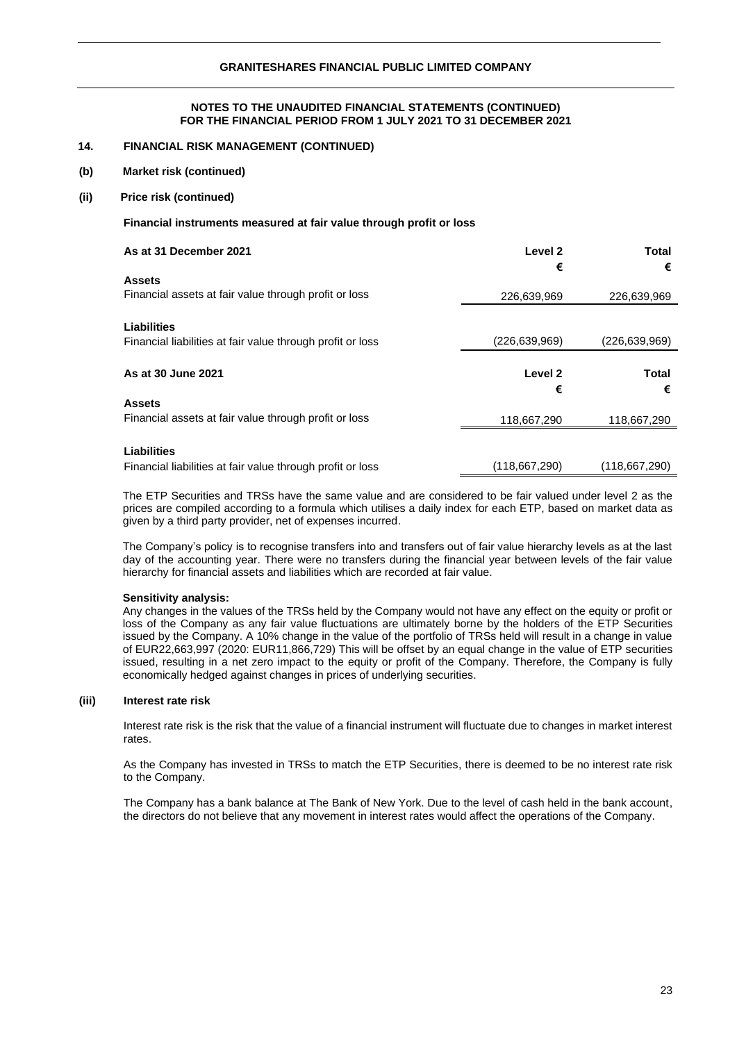**NOTES TO THE UNAUDITED FINANCIAL STATEMENTS (CONTINUED)**
**FOR THE FINANCIAL PERIOD FROM 1 JULY 2021 TO 31 DECEMBER 2021**

## 14. FINANCIAL RISK MANAGEMENT (CONTINUED)

### (b) Market risk (continued)

### (ii) Price risk (continued)

**Financial instruments measured at fair value through profit or loss**

| **As at 31 December 2021** | **Level 2** | **Total** |
|---|---|---|
| | **€** | **€** |
| **Assets** | | |
| Financial assets at fair value through profit or loss | 226,639,969 | 226,639,969 |
| **Liabilities** | | |
| Financial liabilities at fair value through profit or loss | (226,639,969) | (226,639,969) |

| **As at 30 June 2021** | **Level 2** | **Total** |
|---|---|---|
| | **€** | **€** |
| **Assets** | | |
| Financial assets at fair value through profit or loss | 118,667,290 | 118,667,290 |
| **Liabilities** | | |
| Financial liabilities at fair value through profit or loss | (118,667,290) | (118,667,290) |

The ETP Securities and TRSs have the same value and are considered to be fair valued under level 2 as the prices are compiled according to a formula which utilises a daily index for each ETP, based on market data as given by a third party provider, net of expenses incurred.

The Company's policy is to recognise transfers into and transfers out of fair value hierarchy levels as at the last day of the accounting year. There were no transfers during the financial year between levels of the fair value hierarchy for financial assets and liabilities which are recorded at fair value.

**Sensitivity analysis:**
Any changes in the values of the TRSs held by the Company would not have any effect on the equity or profit or loss of the Company as any fair value fluctuations are ultimately borne by the holders of the ETP Securities issued by the Company. A 10% change in the value of the portfolio of TRSs held will result in a change in value of EUR22,663,997 (2020: EUR11,866,729) This will be offset by an equal change in the value of ETP securities issued, resulting in a net zero impact to the equity or profit of the Company. Therefore, the Company is fully economically hedged against changes in prices of underlying securities.

### (iii) Interest rate risk

Interest rate risk is the risk that the value of a financial instrument will fluctuate due to changes in market interest rates.

As the Company has invested in TRSs to match the ETP Securities, there is deemed to be no interest rate risk to the Company.

The Company has a bank balance at The Bank of New York. Due to the level of cash held in the bank account, the directors do not believe that any movement in interest rates would affect the operations of the Company.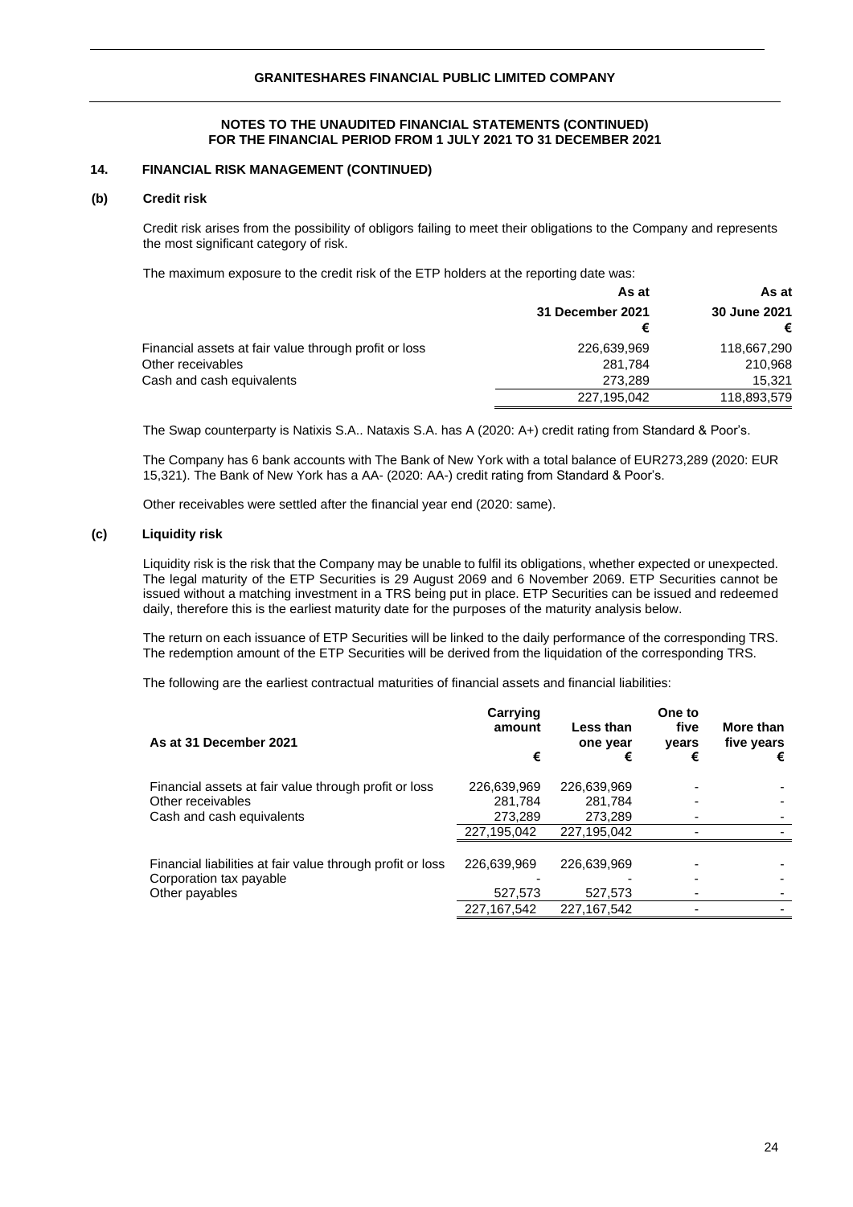**GRANITESHARES FINANCIAL PUBLIC LIMITED COMPANY**

**NOTES TO THE UNAUDITED FINANCIAL STATEMENTS (CONTINUED)**
**FOR THE FINANCIAL PERIOD FROM 1 JULY 2021 TO 31 DECEMBER 2021**

## 14. FINANCIAL RISK MANAGEMENT (CONTINUED)

### (b) Credit risk

Credit risk arises from the possibility of obligors failing to meet their obligations to the Company and represents the most significant category of risk.

The maximum exposure to the credit risk of the ETP holders at the reporting date was:

| | As at 31 December 2021 € | As at 30 June 2021 € |
|---|---|---|
| Financial assets at fair value through profit or loss | 226,639,969 | 118,667,290 |
| Other receivables | 281,784 | 210,968 |
| Cash and cash equivalents | 273,289 | 15,321 |
| | 227,195,042 | 118,893,579 |

The Swap counterparty is Natixis S.A.. Nataxis S.A. has A (2020: A+) credit rating from Standard & Poor's.

The Company has 6 bank accounts with The Bank of New York with a total balance of EUR273,289 (2020: EUR 15,321). The Bank of New York has a AA- (2020: AA-) credit rating from Standard & Poor's.

Other receivables were settled after the financial year end (2020: same).

### (c) Liquidity risk

Liquidity risk is the risk that the Company may be unable to fulfil its obligations, whether expected or unexpected. The legal maturity of the ETP Securities is 29 August 2069 and 6 November 2069. ETP Securities cannot be issued without a matching investment in a TRS being put in place. ETP Securities can be issued and redeemed daily, therefore this is the earliest maturity date for the purposes of the maturity analysis below.

The return on each issuance of ETP Securities will be linked to the daily performance of the corresponding TRS. The redemption amount of the ETP Securities will be derived from the liquidation of the corresponding TRS.

The following are the earliest contractual maturities of financial assets and financial liabilities:

| As at 31 December 2021 | Carrying amount € | Less than one year € | One to five years € | More than five years € |
|---|---|---|---|---|
| Financial assets at fair value through profit or loss | 226,639,969 | 226,639,969 | - | - |
| Other receivables | 281,784 | 281,784 | - | - |
| Cash and cash equivalents | 273,289 | 273,289 | - | - |
| | 227,195,042 | 227,195,042 | - | - |
| | | | | |
| Financial liabilities at fair value through profit or loss | 226,639,969 | 226,639,969 | - | - |
| Corporation tax payable | - | - | - | - |
| Other payables | 527,573 | 527,573 | - | - |
| | 227,167,542 | 227,167,542 | - | - |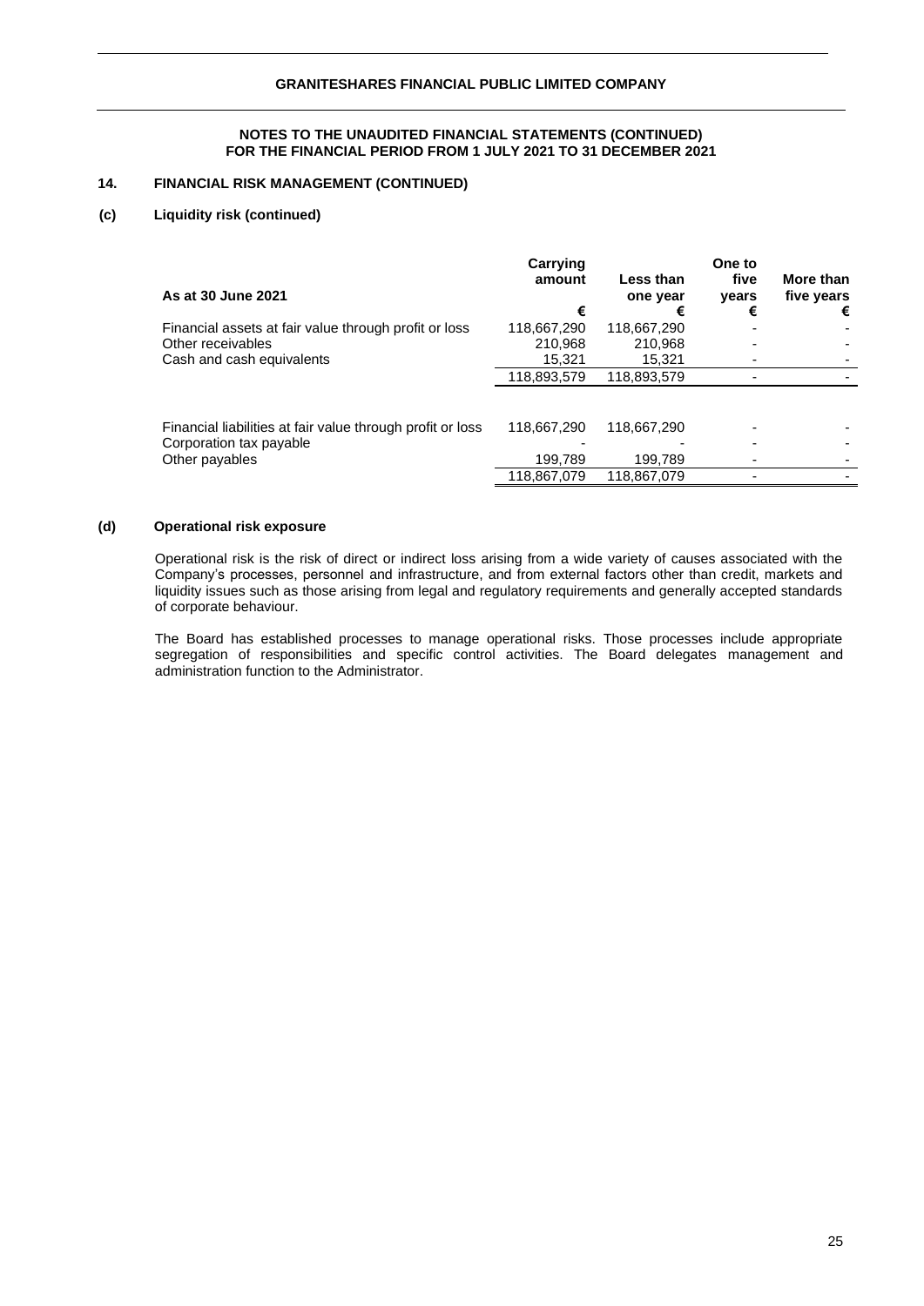**NOTES TO THE UNAUDITED FINANCIAL STATEMENTS (CONTINUED)**
**FOR THE FINANCIAL PERIOD FROM 1 JULY 2021 TO 31 DECEMBER 2021**

## 14. FINANCIAL RISK MANAGEMENT (CONTINUED)

### (c) Liquidity risk (continued)

| As at 30 June 2021 | Carrying amount € | Less than one year € | One to five years € | More than five years € |
|---|---|---|---|---|
| Financial assets at fair value through profit or loss | 118,667,290 | 118,667,290 | - | - |
| Other receivables | 210,968 | 210,968 | - | - |
| Cash and cash equivalents | 15,321 | 15,321 | - | - |
| | 118,893,579 | 118,893,579 | - | - |
| | | | | |
| Financial liabilities at fair value through profit or loss | 118,667,290 | 118,667,290 | - | - |
| Corporation tax payable | - | - | - | - |
| Other payables | 199,789 | 199,789 | - | - |
| | 118,867,079 | 118,867,079 | - | - |

### (d) Operational risk exposure

Operational risk is the risk of direct or indirect loss arising from a wide variety of causes associated with the Company's processes, personnel and infrastructure, and from external factors other than credit, markets and liquidity issues such as those arising from legal and regulatory requirements and generally accepted standards of corporate behaviour.

The Board has established processes to manage operational risks. Those processes include appropriate segregation of responsibilities and specific control activities. The Board delegates management and administration function to the Administrator.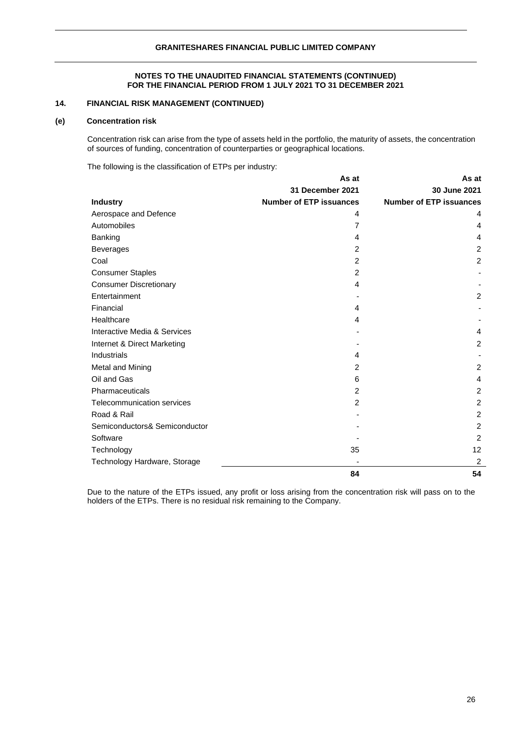**NOTES TO THE UNAUDITED FINANCIAL STATEMENTS (CONTINUED)**
**FOR THE FINANCIAL PERIOD FROM 1 JULY 2021 TO 31 DECEMBER 2021**

## 14. FINANCIAL RISK MANAGEMENT (CONTINUED)

### (e) Concentration risk

Concentration risk can arise from the type of assets held in the portfolio, the maturity of assets, the concentration of sources of funding, concentration of counterparties or geographical locations.

The following is the classification of ETPs per industry:

| Industry | As at 31 December 2021 Number of ETP issuances | As at 30 June 2021 Number of ETP issuances |
|---|---|---|
| Aerospace and Defence | 4 | 4 |
| Automobiles | 7 | 4 |
| Banking | 4 | 4 |
| Beverages | 2 | 2 |
| Coal | 2 | 2 |
| Consumer Staples | 2 | - |
| Consumer Discretionary | 4 | - |
| Entertainment | - | 2 |
| Financial | 4 | - |
| Healthcare | 4 | - |
| Interactive Media & Services | - | 4 |
| Internet & Direct Marketing | - | 2 |
| Industrials | 4 | - |
| Metal and Mining | 2 | 2 |
| Oil and Gas | 6 | 4 |
| Pharmaceuticals | 2 | 2 |
| Telecommunication services | 2 | 2 |
| Road & Rail | - | 2 |
| Semiconductors& Semiconductor | - | 2 |
| Software | - | 2 |
| Technology | 35 | 12 |
| Technology Hardware, Storage | - | 2 |
| | **84** | **54** |

Due to the nature of the ETPs issued, any profit or loss arising from the concentration risk will pass on to the holders of the ETPs. There is no residual risk remaining to the Company.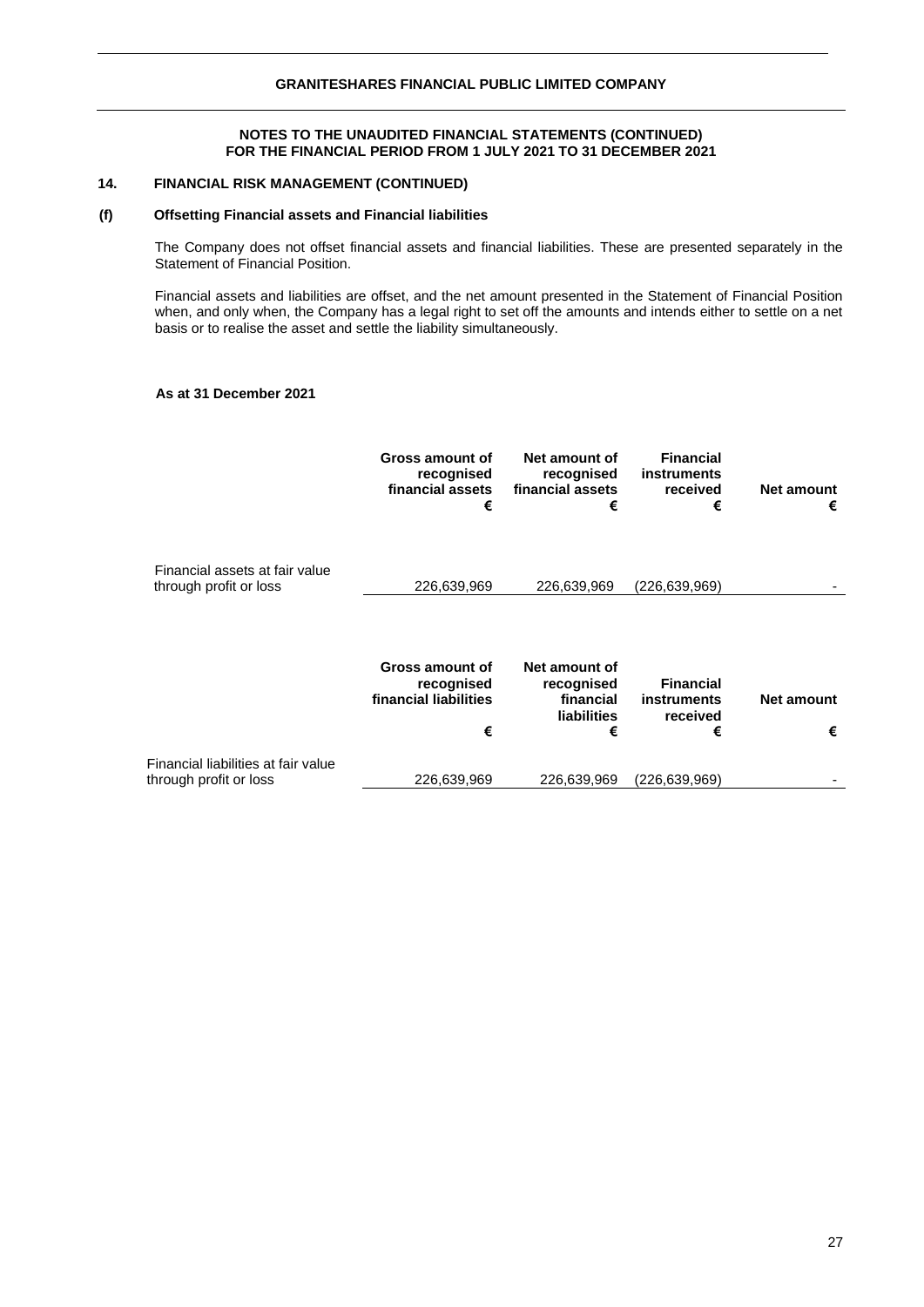**GRANITESHARES FINANCIAL PUBLIC LIMITED COMPANY**

**NOTES TO THE UNAUDITED FINANCIAL STATEMENTS (CONTINUED)**
**FOR THE FINANCIAL PERIOD FROM 1 JULY 2021 TO 31 DECEMBER 2021**

## 14. FINANCIAL RISK MANAGEMENT (CONTINUED)

### (f) Offsetting Financial assets and Financial liabilities

The Company does not offset financial assets and financial liabilities. These are presented separately in the Statement of Financial Position.

Financial assets and liabilities are offset, and the net amount presented in the Statement of Financial Position when, and only when, the Company has a legal right to set off the amounts and intends either to settle on a net basis or to realise the asset and settle the liability simultaneously.

**As at 31 December 2021**

| | Gross amount of recognised financial assets € | Net amount of recognised financial assets € | Financial instruments received € | Net amount € |
|---|---|---|---|---|
| Financial assets at fair value through profit or loss | 226,639,969 | 226,639,969 | (226,639,969) | - |

| | Gross amount of recognised financial liabilities € | Net amount of recognised financial liabilities € | Financial instruments received € | Net amount € |
|---|---|---|---|---|
| Financial liabilities at fair value through profit or loss | 226,639,969 | 226,639,969 | (226,639,969) | - |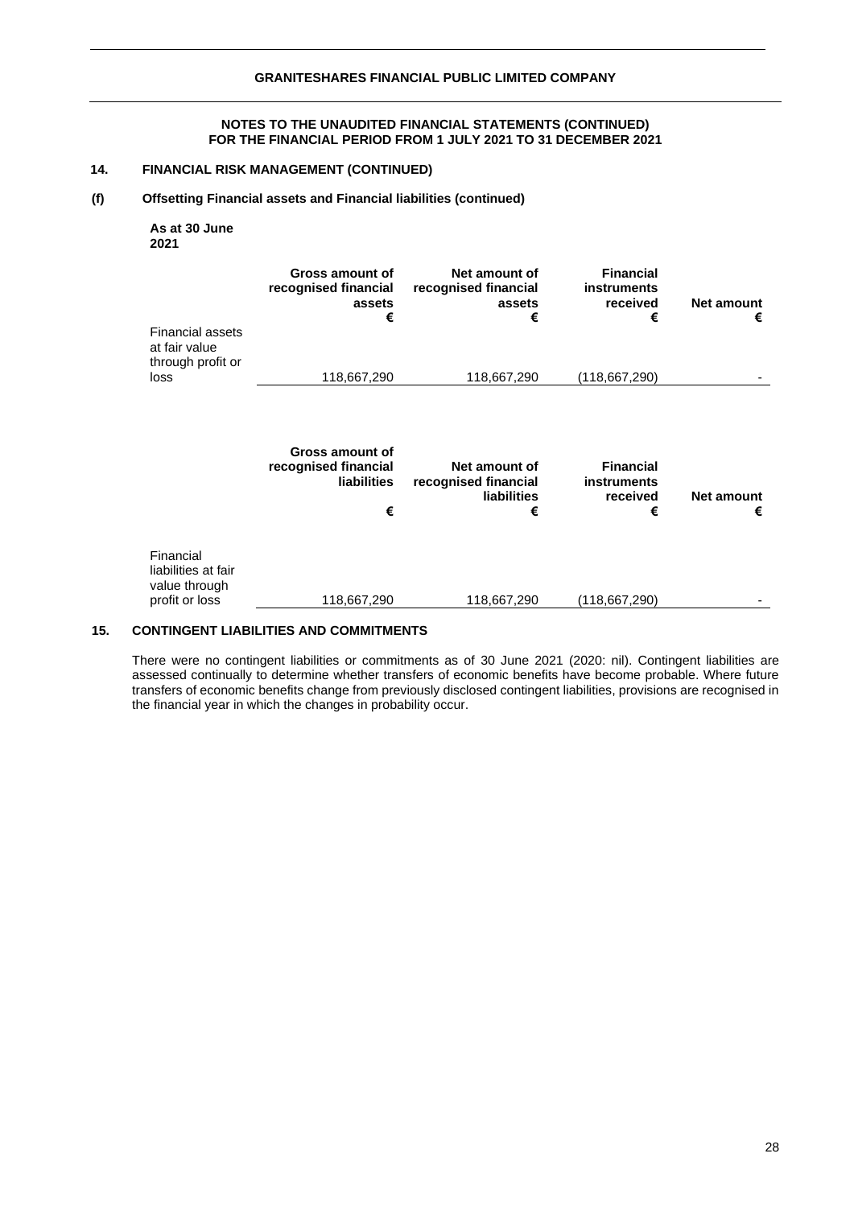**NOTES TO THE UNAUDITED FINANCIAL STATEMENTS (CONTINUED)**
**FOR THE FINANCIAL PERIOD FROM 1 JULY 2021 TO 31 DECEMBER 2021**

## 14. FINANCIAL RISK MANAGEMENT (CONTINUED)

### (f) Offsetting Financial assets and Financial liabilities (continued)

**As at 30 June 2021**

| | Gross amount of recognised financial assets € | Net amount of recognised financial assets € | Financial instruments received € | Net amount € |
|---|---|---|---|---|
| Financial assets at fair value through profit or loss | 118,667,290 | 118,667,290 | (118,667,290) | - |

| | Gross amount of recognised financial liabilities € | Net amount of recognised financial liabilities € | Financial instruments received € | Net amount € |
|---|---|---|---|---|
| Financial liabilities at fair value through profit or loss | 118,667,290 | 118,667,290 | (118,667,290) | - |

## 15. CONTINGENT LIABILITIES AND COMMITMENTS

There were no contingent liabilities or commitments as of 30 June 2021 (2020: nil). Contingent liabilities are assessed continually to determine whether transfers of economic benefits have become probable. Where future transfers of economic benefits change from previously disclosed contingent liabilities, provisions are recognised in the financial year in which the changes in probability occur.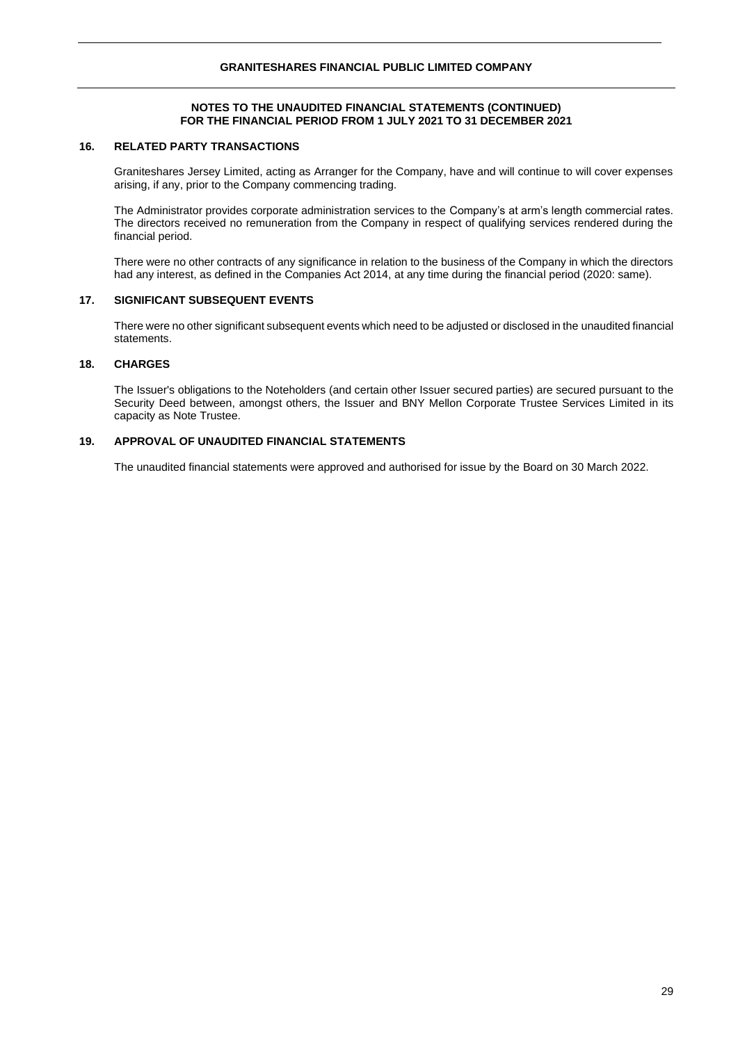# NOTES TO THE UNAUDITED FINANCIAL STATEMENTS (CONTINUED) FOR THE FINANCIAL PERIOD FROM 1 JULY 2021 TO 31 DECEMBER 2021

## 16. RELATED PARTY TRANSACTIONS

Graniteshares Jersey Limited, acting as Arranger for the Company, have and will continue to will cover expenses arising, if any, prior to the Company commencing trading.

The Administrator provides corporate administration services to the Company's at arm's length commercial rates. The directors received no remuneration from the Company in respect of qualifying services rendered during the financial period.

There were no other contracts of any significance in relation to the business of the Company in which the directors had any interest, as defined in the Companies Act 2014, at any time during the financial period (2020: same).

## 17. SIGNIFICANT SUBSEQUENT EVENTS

There were no other significant subsequent events which need to be adjusted or disclosed in the unaudited financial statements.

## 18. CHARGES

The Issuer's obligations to the Noteholders (and certain other Issuer secured parties) are secured pursuant to the Security Deed between, amongst others, the Issuer and BNY Mellon Corporate Trustee Services Limited in its capacity as Note Trustee.

## 19. APPROVAL OF UNAUDITED FINANCIAL STATEMENTS

The unaudited financial statements were approved and authorised for issue by the Board on 30 March 2022.